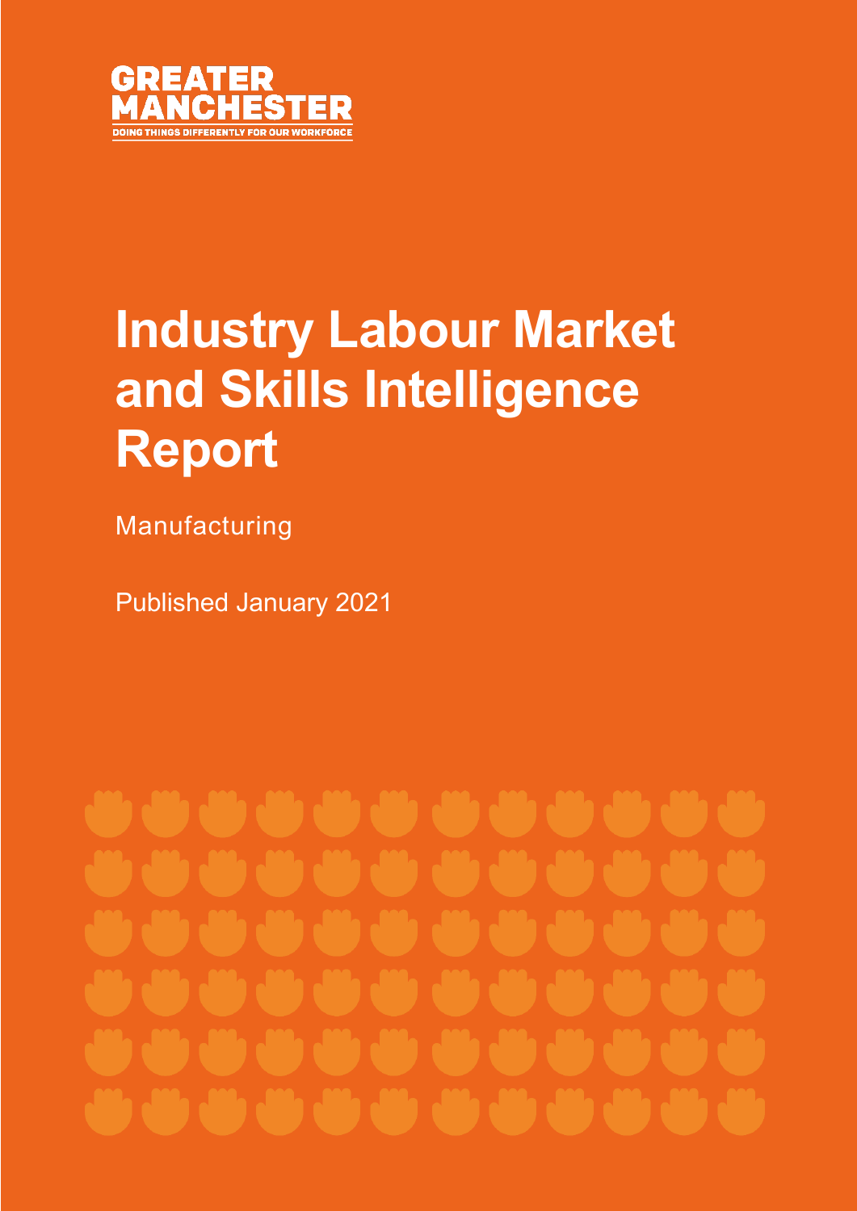GREATER MANCHESTER

DOING THINGS DIFFERENTLY FOR OUR WORKFORCE

# Industry Labour Market and Skills Intelligence Report

Manufacturing

Published January 2021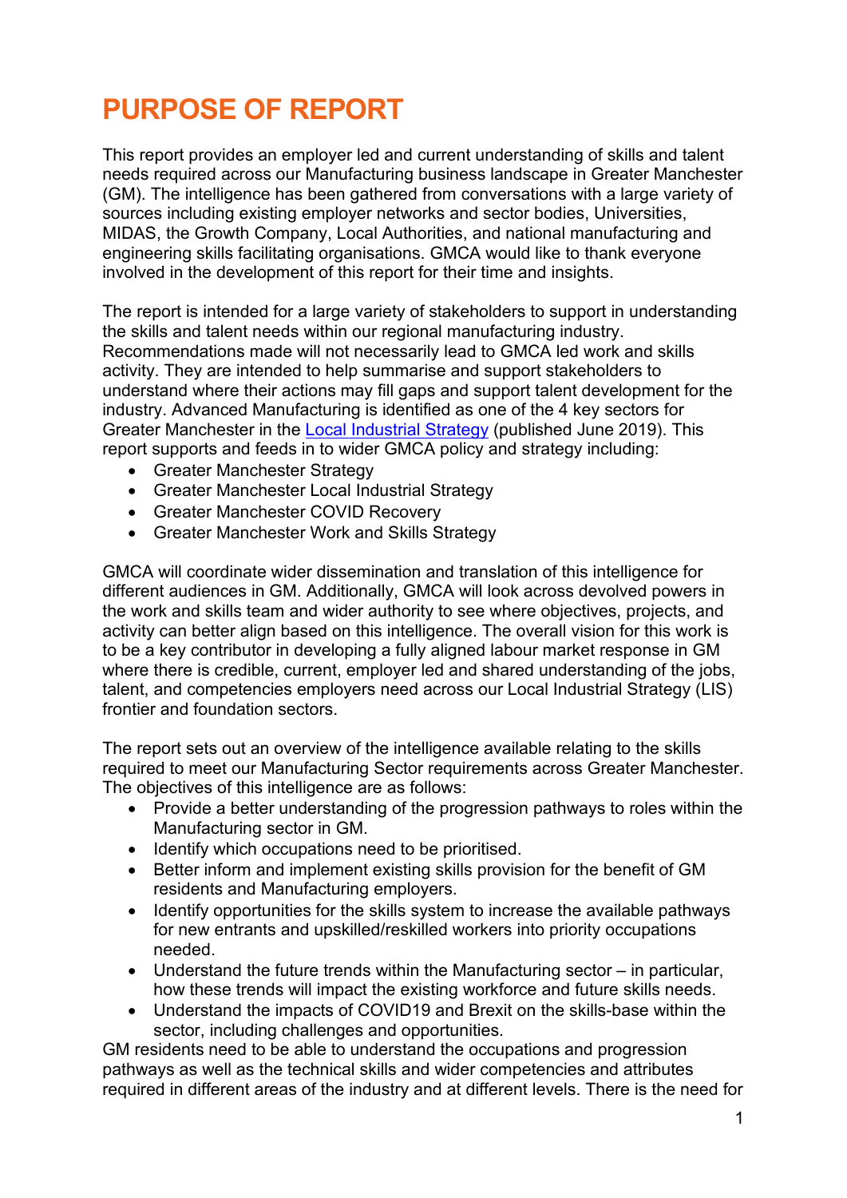# PURPOSE OF REPORT

This report provides an employer led and current understanding of skills and talent needs required across our Manufacturing business landscape in Greater Manchester (GM). The intelligence has been gathered from conversations with a large variety of sources including existing employer networks and sector bodies, Universities, MIDAS, the Growth Company, Local Authorities, and national manufacturing and engineering skills facilitating organisations. GMCA would like to thank everyone involved in the development of this report for their time and insights.

The report is intended for a large variety of stakeholders to support in understanding the skills and talent needs within our regional manufacturing industry. Recommendations made will not necessarily lead to GMCA led work and skills activity. They are intended to help summarise and support stakeholders to understand where their actions may fill gaps and support talent development for the industry. Advanced Manufacturing is identified as one of the 4 key sectors for Greater Manchester in the Local Industrial Strategy (published June 2019). This report supports and feeds in to wider GMCA policy and strategy including:

- Greater Manchester Strategy
- Greater Manchester Local Industrial Strategy
- Greater Manchester COVID Recovery
- Greater Manchester Work and Skills Strategy

GMCA will coordinate wider dissemination and translation of this intelligence for different audiences in GM. Additionally, GMCA will look across devolved powers in the work and skills team and wider authority to see where objectives, projects, and activity can better align based on this intelligence. The overall vision for this work is to be a key contributor in developing a fully aligned labour market response in GM where there is credible, current, employer led and shared understanding of the jobs, talent, and competencies employers need across our Local Industrial Strategy (LIS) frontier and foundation sectors.

The report sets out an overview of the intelligence available relating to the skills required to meet our Manufacturing Sector requirements across Greater Manchester. The objectives of this intelligence are as follows:

- Provide a better understanding of the progression pathways to roles within the Manufacturing sector in GM.
- Identify which occupations need to be prioritised.
- Better inform and implement existing skills provision for the benefit of GM residents and Manufacturing employers.
- Identify opportunities for the skills system to increase the available pathways for new entrants and upskilled/reskilled workers into priority occupations needed.
- Understand the future trends within the Manufacturing sector – in particular, how these trends will impact the existing workforce and future skills needs.
- Understand the impacts of COVID19 and Brexit on the skills-base within the sector, including challenges and opportunities.

GM residents need to be able to understand the occupations and progression pathways as well as the technical skills and wider competencies and attributes required in different areas of the industry and at different levels. There is the need for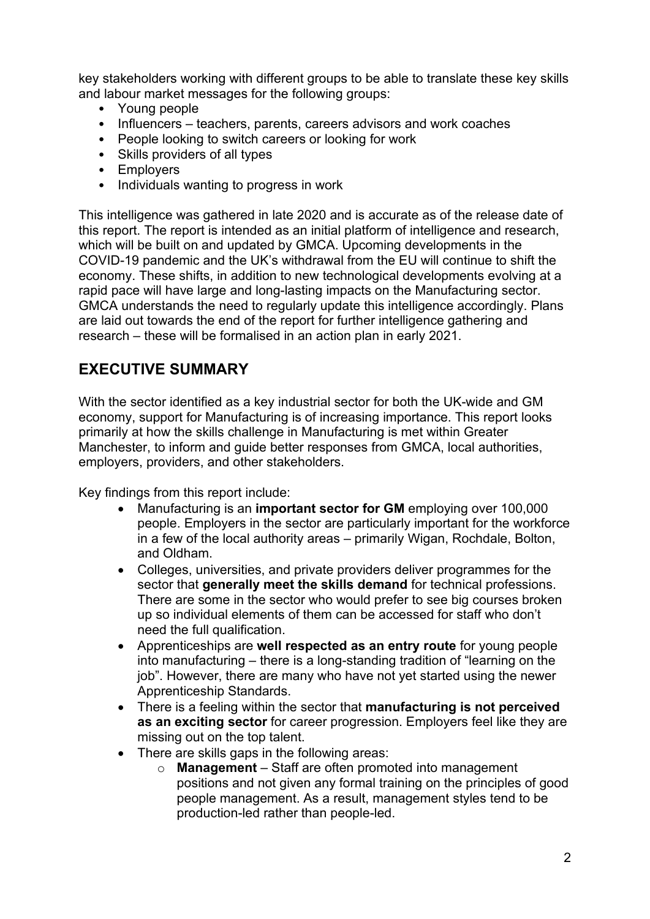key stakeholders working with different groups to be able to translate these key skills and labour market messages for the following groups:

- Young people
- Influencers – teachers, parents, careers advisors and work coaches
- People looking to switch careers or looking for work
- Skills providers of all types
- Employers
- Individuals wanting to progress in work

This intelligence was gathered in late 2020 and is accurate as of the release date of this report. The report is intended as an initial platform of intelligence and research, which will be built on and updated by GMCA. Upcoming developments in the COVID-19 pandemic and the UK's withdrawal from the EU will continue to shift the economy. These shifts, in addition to new technological developments evolving at a rapid pace will have large and long-lasting impacts on the Manufacturing sector. GMCA understands the need to regularly update this intelligence accordingly. Plans are laid out towards the end of the report for further intelligence gathering and research – these will be formalised in an action plan in early 2021.

## EXECUTIVE SUMMARY

With the sector identified as a key industrial sector for both the UK-wide and GM economy, support for Manufacturing is of increasing importance. This report looks primarily at how the skills challenge in Manufacturing is met within Greater Manchester, to inform and guide better responses from GMCA, local authorities, employers, providers, and other stakeholders.

Key findings from this report include:

- Manufacturing is an **important sector for GM** employing over 100,000 people. Employers in the sector are particularly important for the workforce in a few of the local authority areas – primarily Wigan, Rochdale, Bolton, and Oldham.
- Colleges, universities, and private providers deliver programmes for the sector that **generally meet the skills demand** for technical professions. There are some in the sector who would prefer to see big courses broken up so individual elements of them can be accessed for staff who don't need the full qualification.
- Apprenticeships are **well respected as an entry route** for young people into manufacturing – there is a long-standing tradition of "learning on the job". However, there are many who have not yet started using the newer Apprenticeship Standards.
- There is a feeling within the sector that **manufacturing is not perceived as an exciting sector** for career progression. Employers feel like they are missing out on the top talent.
- There are skills gaps in the following areas:
  - **Management** – Staff are often promoted into management positions and not given any formal training on the principles of good people management. As a result, management styles tend to be production-led rather than people-led.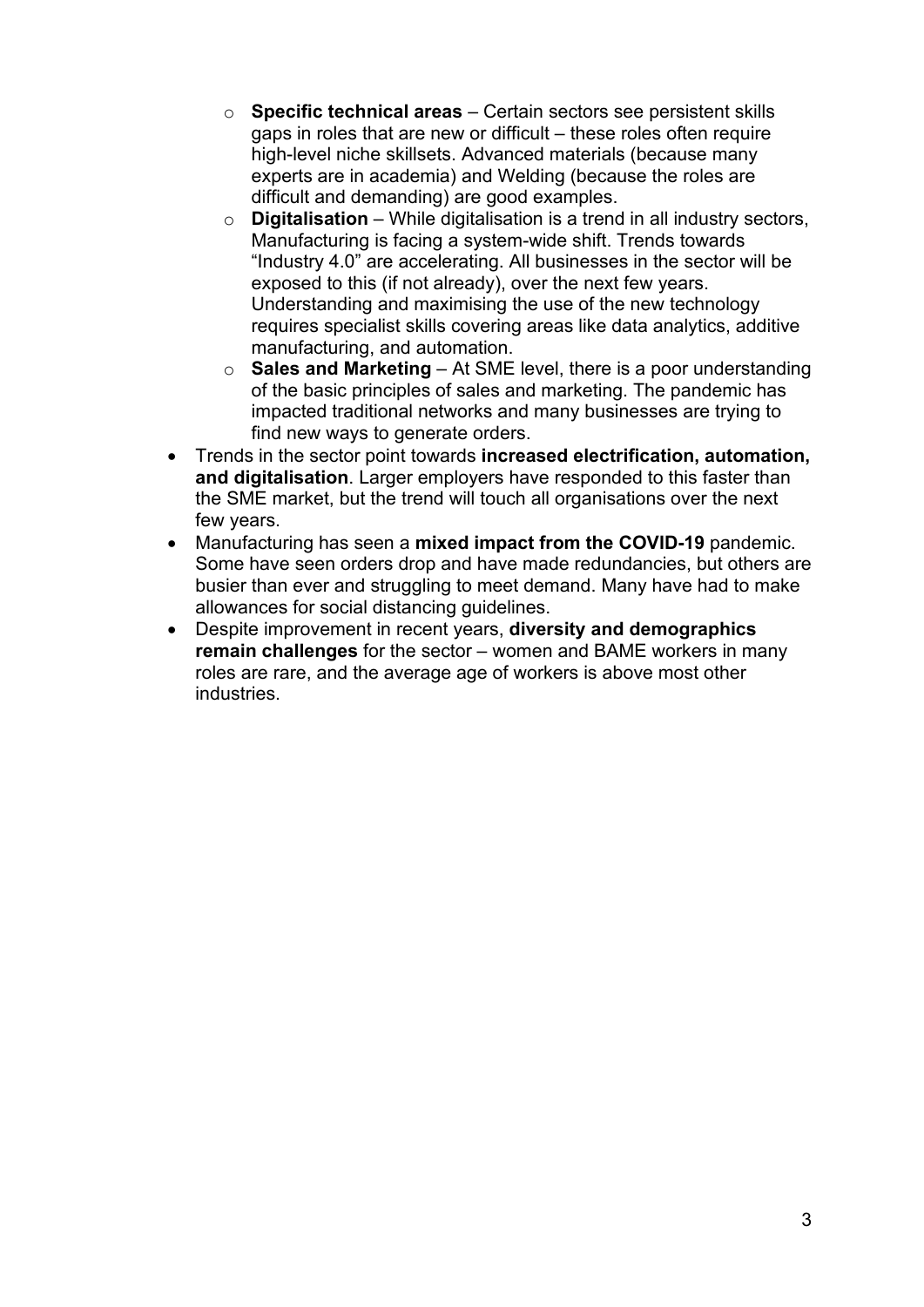- **Specific technical areas** – Certain sectors see persistent skills gaps in roles that are new or difficult – these roles often require high-level niche skillsets. Advanced materials (because many experts are in academia) and Welding (because the roles are difficult and demanding) are good examples.
    - **Digitalisation** – While digitalisation is a trend in all industry sectors, Manufacturing is facing a system-wide shift. Trends towards "Industry 4.0" are accelerating. All businesses in the sector will be exposed to this (if not already), over the next few years. Understanding and maximising the use of the new technology requires specialist skills covering areas like data analytics, additive manufacturing, and automation.
    - **Sales and Marketing** – At SME level, there is a poor understanding of the basic principles of sales and marketing. The pandemic has impacted traditional networks and many businesses are trying to find new ways to generate orders.
- Trends in the sector point towards **increased electrification, automation, and digitalisation**. Larger employers have responded to this faster than the SME market, but the trend will touch all organisations over the next few years.
- Manufacturing has seen a **mixed impact from the COVID-19** pandemic. Some have seen orders drop and have made redundancies, but others are busier than ever and struggling to meet demand. Many have had to make allowances for social distancing guidelines.
- Despite improvement in recent years, **diversity and demographics remain challenges** for the sector – women and BAME workers in many roles are rare, and the average age of workers is above most other industries.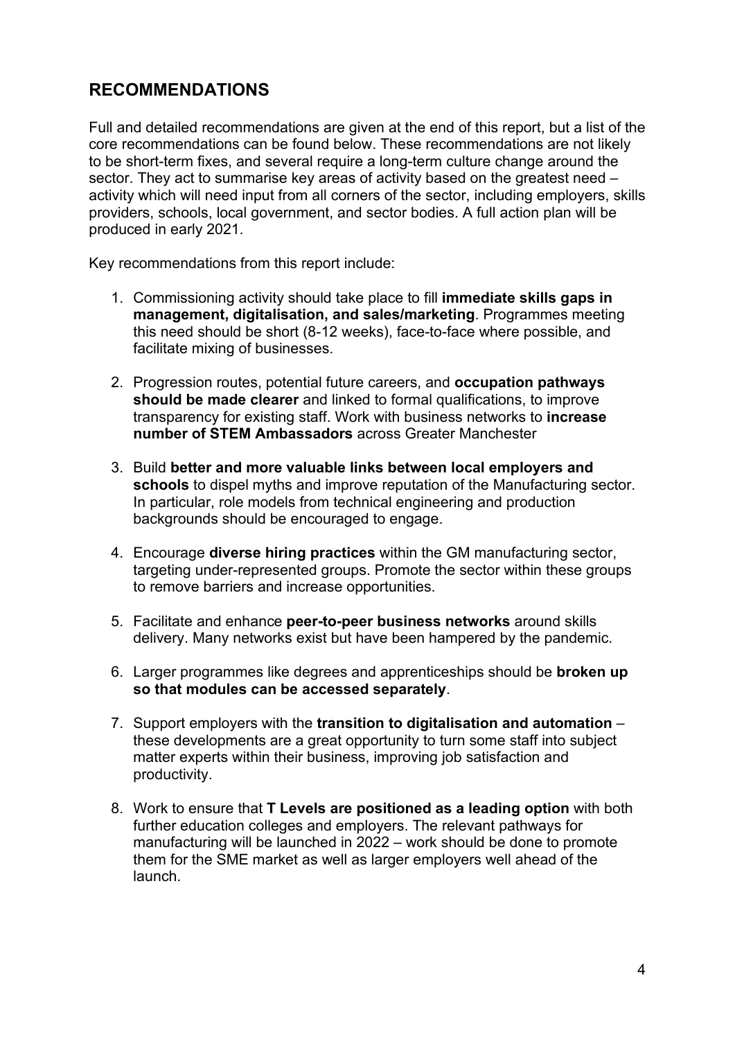## RECOMMENDATIONS

Full and detailed recommendations are given at the end of this report, but a list of the core recommendations can be found below. These recommendations are not likely to be short-term fixes, and several require a long-term culture change around the sector. They act to summarise key areas of activity based on the greatest need – activity which will need input from all corners of the sector, including employers, skills providers, schools, local government, and sector bodies. A full action plan will be produced in early 2021.

Key recommendations from this report include:

1. Commissioning activity should take place to fill **immediate skills gaps in management, digitalisation, and sales/marketing**. Programmes meeting this need should be short (8-12 weeks), face-to-face where possible, and facilitate mixing of businesses.
2. Progression routes, potential future careers, and **occupation pathways should be made clearer** and linked to formal qualifications, to improve transparency for existing staff. Work with business networks to **increase number of STEM Ambassadors** across Greater Manchester
3. Build **better and more valuable links between local employers and schools** to dispel myths and improve reputation of the Manufacturing sector. In particular, role models from technical engineering and production backgrounds should be encouraged to engage.
4. Encourage **diverse hiring practices** within the GM manufacturing sector, targeting under-represented groups. Promote the sector within these groups to remove barriers and increase opportunities.
5. Facilitate and enhance **peer-to-peer business networks** around skills delivery. Many networks exist but have been hampered by the pandemic.
6. Larger programmes like degrees and apprenticeships should be **broken up so that modules can be accessed separately**.
7. Support employers with the **transition to digitalisation and automation** – these developments are a great opportunity to turn some staff into subject matter experts within their business, improving job satisfaction and productivity.
8. Work to ensure that **T Levels are positioned as a leading option** with both further education colleges and employers. The relevant pathways for manufacturing will be launched in 2022 – work should be done to promote them for the SME market as well as larger employers well ahead of the launch.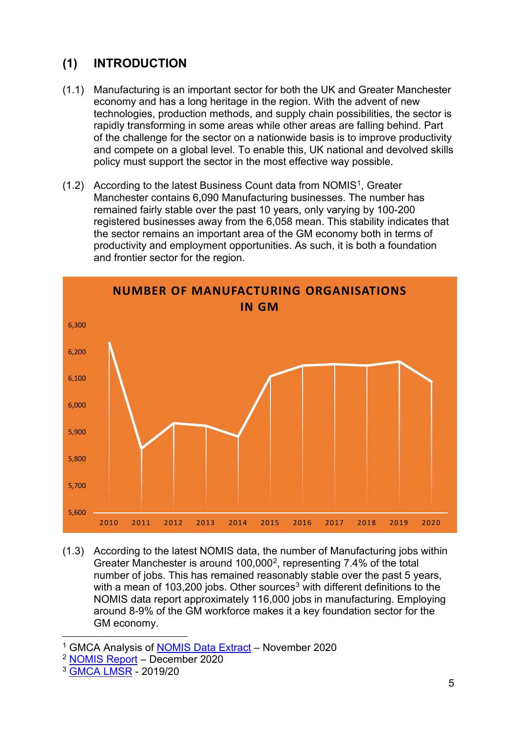## (1) INTRODUCTION

(1.1) Manufacturing is an important sector for both the UK and Greater Manchester economy and has a long heritage in the region. With the advent of new technologies, production methods, and supply chain possibilities, the sector is rapidly transforming in some areas while other areas are falling behind. Part of the challenge for the sector on a nationwide basis is to improve productivity and compete on a global level. To enable this, UK national and devolved skills policy must support the sector in the most effective way possible.

(1.2) According to the latest Business Count data from NOMIS[1], Greater Manchester contains 6,090 Manufacturing businesses. The number has remained fairly stable over the past 10 years, only varying by 100-200 registered businesses away from the 6,058 mean. This stability indicates that the sector remains an important area of the GM economy both in terms of productivity and employment opportunities. As such, it is both a foundation and frontier sector for the region.

**NUMBER OF MANUFACTURING ORGANISATIONS IN GM**

(1.3) According to the latest NOMIS data, the number of Manufacturing jobs within Greater Manchester is around 100,000[2], representing 7.4% of the total number of jobs. This has remained reasonably stable over the past 5 years, with a mean of 103,200 jobs. Other sources[3] with different definitions to the NOMIS data report approximately 116,000 jobs in manufacturing. Employing around 8-9% of the GM workforce makes it a key foundation sector for the GM economy.

---

[1] GMCA Analysis of NOMIS Data Extract – November 2020
[2] NOMIS Report – December 2020
[3] GMCA LMSR - 2019/20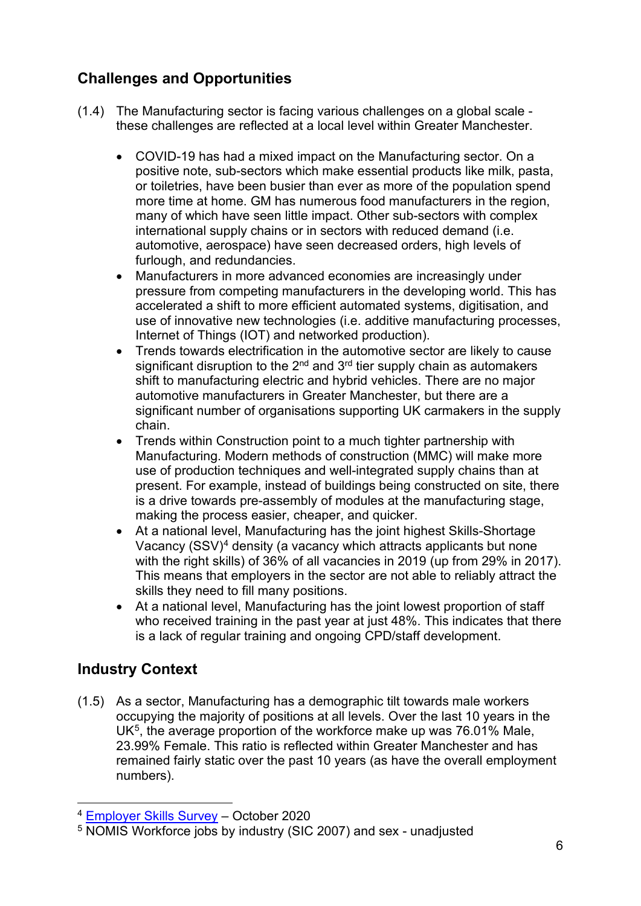## Challenges and Opportunities

(1.4) The Manufacturing sector is facing various challenges on a global scale - these challenges are reflected at a local level within Greater Manchester.

- COVID-19 has had a mixed impact on the Manufacturing sector. On a positive note, sub-sectors which make essential products like milk, pasta, or toiletries, have been busier than ever as more of the population spend more time at home. GM has numerous food manufacturers in the region, many of which have seen little impact. Other sub-sectors with complex international supply chains or in sectors with reduced demand (i.e. automotive, aerospace) have seen decreased orders, high levels of furlough, and redundancies.
- Manufacturers in more advanced economies are increasingly under pressure from competing manufacturers in the developing world. This has accelerated a shift to more efficient automated systems, digitisation, and use of innovative new technologies (i.e. additive manufacturing processes, Internet of Things (IOT) and networked production).
- Trends towards electrification in the automotive sector are likely to cause significant disruption to the 2nd and 3rd tier supply chain as automakers shift to manufacturing electric and hybrid vehicles. There are no major automotive manufacturers in Greater Manchester, but there are a significant number of organisations supporting UK carmakers in the supply chain.
- Trends within Construction point to a much tighter partnership with Manufacturing. Modern methods of construction (MMC) will make more use of production techniques and well-integrated supply chains than at present. For example, instead of buildings being constructed on site, there is a drive towards pre-assembly of modules at the manufacturing stage, making the process easier, cheaper, and quicker.
- At a national level, Manufacturing has the joint highest Skills-Shortage Vacancy (SSV)[4] density (a vacancy which attracts applicants but none with the right skills) of 36% of all vacancies in 2019 (up from 29% in 2017). This means that employers in the sector are not able to reliably attract the skills they need to fill many positions.
- At a national level, Manufacturing has the joint lowest proportion of staff who received training in the past year at just 48%. This indicates that there is a lack of regular training and ongoing CPD/staff development.

## Industry Context

(1.5) As a sector, Manufacturing has a demographic tilt towards male workers occupying the majority of positions at all levels. Over the last 10 years in the UK[5], the average proportion of the workforce make up was 76.01% Male, 23.99% Female. This ratio is reflected within Greater Manchester and has remained fairly static over the past 10 years (as have the overall employment numbers).

[4] Employer Skills Survey – October 2020

[5] NOMIS Workforce jobs by industry (SIC 2007) and sex - unadjusted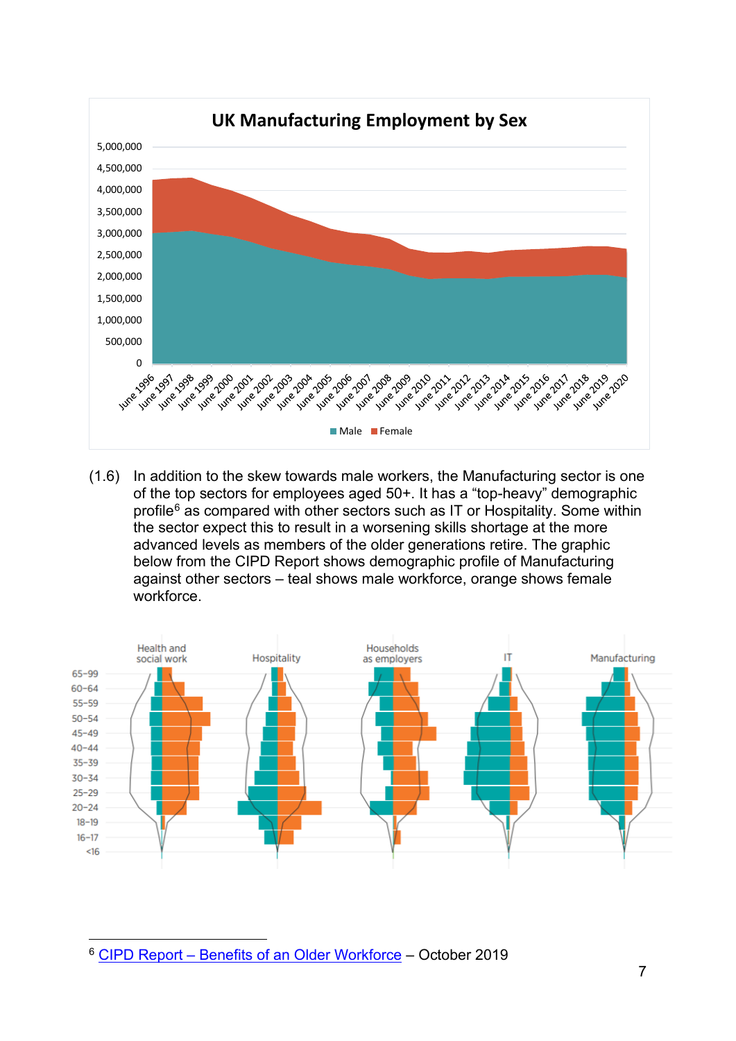**UK Manufacturing Employment by Sex**

(1.6) In addition to the skew towards male workers, the Manufacturing sector is one of the top sectors for employees aged 50+. It has a “top-heavy” demographic profile[6] as compared with other sectors such as IT or Hospitality. Some within the sector expect this to result in a worsening skills shortage at the more advanced levels as members of the older generations retire. The graphic below from the CIPD Report shows demographic profile of Manufacturing against other sectors – teal shows male workforce, orange shows female workforce.

[6] CIPD Report – Benefits of an Older Workforce – October 2019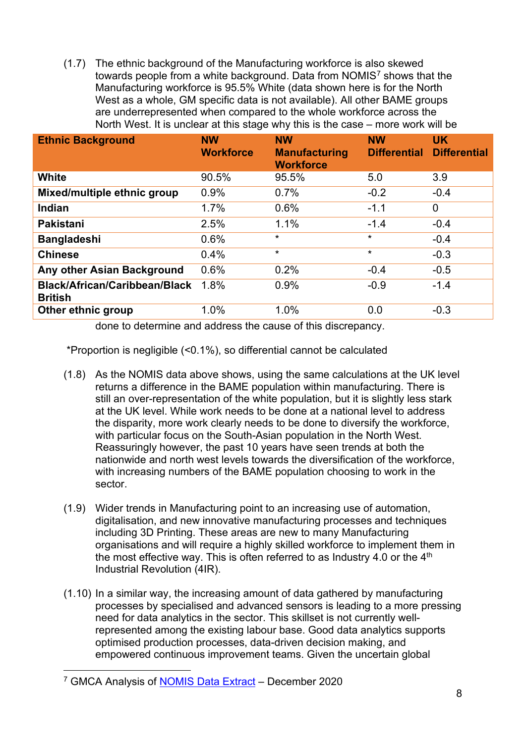(1.7) The ethnic background of the Manufacturing workforce is also skewed towards people from a white background. Data from NOMIS[7] shows that the Manufacturing workforce is 95.5% White (data shown here is for the North West as a whole, GM specific data is not available). All other BAME groups are underrepresented when compared to the whole workforce across the North West. It is unclear at this stage why this is the case – more work will be done to determine and address the cause of this discrepancy.

| Ethnic Background | NW Workforce | NW Manufacturing Workforce | NW Differential | UK Differential |
|---|---|---|---|---|
| **White** | 90.5% | 95.5% | 5.0 | 3.9 |
| **Mixed/multiple ethnic group** | 0.9% | 0.7% | -0.2 | -0.4 |
| **Indian** | 1.7% | 0.6% | -1.1 | 0 |
| **Pakistani** | 2.5% | 1.1% | -1.4 | -0.4 |
| **Bangladeshi** | 0.6% | * | * | -0.4 |
| **Chinese** | 0.4% | * | * | -0.3 |
| **Any other Asian Background** | 0.6% | 0.2% | -0.4 | -0.5 |
| **Black/African/Caribbean/Black British** | 1.8% | 0.9% | -0.9 | -1.4 |
| **Other ethnic group** | 1.0% | 1.0% | 0.0 | -0.3 |

*Proportion is negligible (<0.1%), so differential cannot be calculated

(1.8) As the NOMIS data above shows, using the same calculations at the UK level returns a difference in the BAME population within manufacturing. There is still an over-representation of the white population, but it is slightly less stark at the UK level. While work needs to be done at a national level to address the disparity, more work clearly needs to be done to diversify the workforce, with particular focus on the South-Asian population in the North West. Reassuringly however, the past 10 years have seen trends at both the nationwide and north west levels towards the diversification of the workforce, with increasing numbers of the BAME population choosing to work in the sector.

(1.9) Wider trends in Manufacturing point to an increasing use of automation, digitalisation, and new innovative manufacturing processes and techniques including 3D Printing. These areas are new to many Manufacturing organisations and will require a highly skilled workforce to implement them in the most effective way. This is often referred to as Industry 4.0 or the 4th Industrial Revolution (4IR).

(1.10) In a similar way, the increasing amount of data gathered by manufacturing processes by specialised and advanced sensors is leading to a more pressing need for data analytics in the sector. This skillset is not currently well-represented among the existing labour base. Good data analytics supports optimised production processes, data-driven decision making, and empowered continuous improvement teams. Given the uncertain global

[7] GMCA Analysis of NOMIS Data Extract – December 2020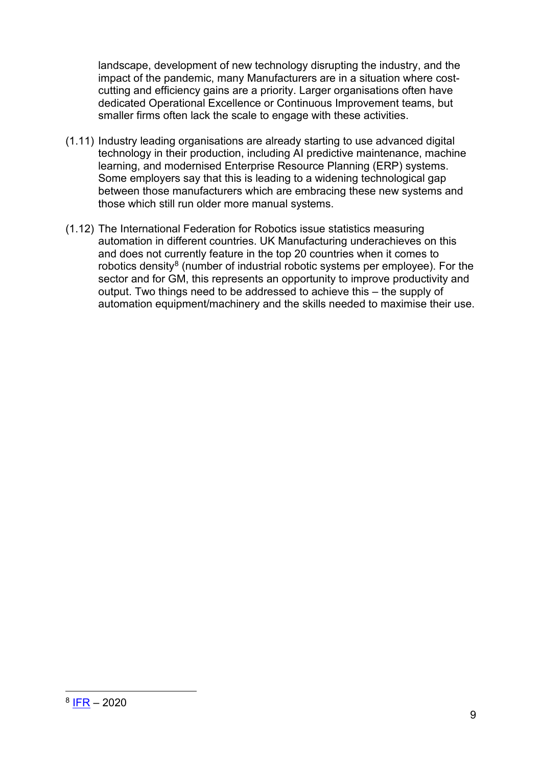landscape, development of new technology disrupting the industry, and the impact of the pandemic, many Manufacturers are in a situation where cost-cutting and efficiency gains are a priority. Larger organisations often have dedicated Operational Excellence or Continuous Improvement teams, but smaller firms often lack the scale to engage with these activities.

(1.11) Industry leading organisations are already starting to use advanced digital technology in their production, including AI predictive maintenance, machine learning, and modernised Enterprise Resource Planning (ERP) systems. Some employers say that this is leading to a widening technological gap between those manufacturers which are embracing these new systems and those which still run older more manual systems.

(1.12) The International Federation for Robotics issue statistics measuring automation in different countries. UK Manufacturing underachieves on this and does not currently feature in the top 20 countries when it comes to robotics density[8] (number of industrial robotic systems per employee). For the sector and for GM, this represents an opportunity to improve productivity and output. Two things need to be addressed to achieve this – the supply of automation equipment/machinery and the skills needed to maximise their use.

---

[8] IFR – 2020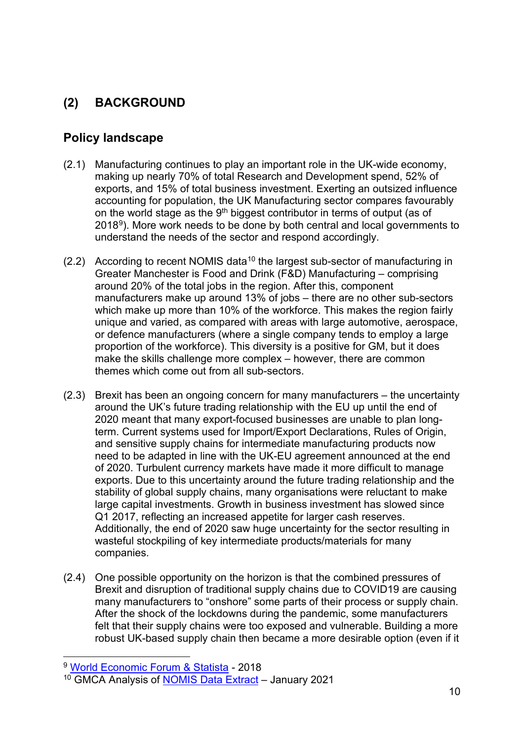## (2) BACKGROUND

### Policy landscape

(2.1) Manufacturing continues to play an important role in the UK-wide economy, making up nearly 70% of total Research and Development spend, 52% of exports, and 15% of total business investment. Exerting an outsized influence accounting for population, the UK Manufacturing sector compares favourably on the world stage as the 9th biggest contributor in terms of output (as of 2018[9]). More work needs to be done by both central and local governments to understand the needs of the sector and respond accordingly.

(2.2) According to recent NOMIS data[10] the largest sub-sector of manufacturing in Greater Manchester is Food and Drink (F&D) Manufacturing – comprising around 20% of the total jobs in the region. After this, component manufacturers make up around 13% of jobs – there are no other sub-sectors which make up more than 10% of the workforce. This makes the region fairly unique and varied, as compared with areas with large automotive, aerospace, or defence manufacturers (where a single company tends to employ a large proportion of the workforce). This diversity is a positive for GM, but it does make the skills challenge more complex – however, there are common themes which come out from all sub-sectors.

(2.3) Brexit has been an ongoing concern for many manufacturers – the uncertainty around the UK's future trading relationship with the EU up until the end of 2020 meant that many export-focused businesses are unable to plan long-term. Current systems used for Import/Export Declarations, Rules of Origin, and sensitive supply chains for intermediate manufacturing products now need to be adapted in line with the UK-EU agreement announced at the end of 2020. Turbulent currency markets have made it more difficult to manage exports. Due to this uncertainty around the future trading relationship and the stability of global supply chains, many organisations were reluctant to make large capital investments. Growth in business investment has slowed since Q1 2017, reflecting an increased appetite for larger cash reserves. Additionally, the end of 2020 saw huge uncertainty for the sector resulting in wasteful stockpiling of key intermediate products/materials for many companies.

(2.4) One possible opportunity on the horizon is that the combined pressures of Brexit and disruption of traditional supply chains due to COVID19 are causing many manufacturers to "onshore" some parts of their process or supply chain. After the shock of the lockdowns during the pandemic, some manufacturers felt that their supply chains were too exposed and vulnerable. Building a more robust UK-based supply chain then became a more desirable option (even if it

---

[9] World Economic Forum & Statista - 2018

[10] GMCA Analysis of NOMIS Data Extract – January 2021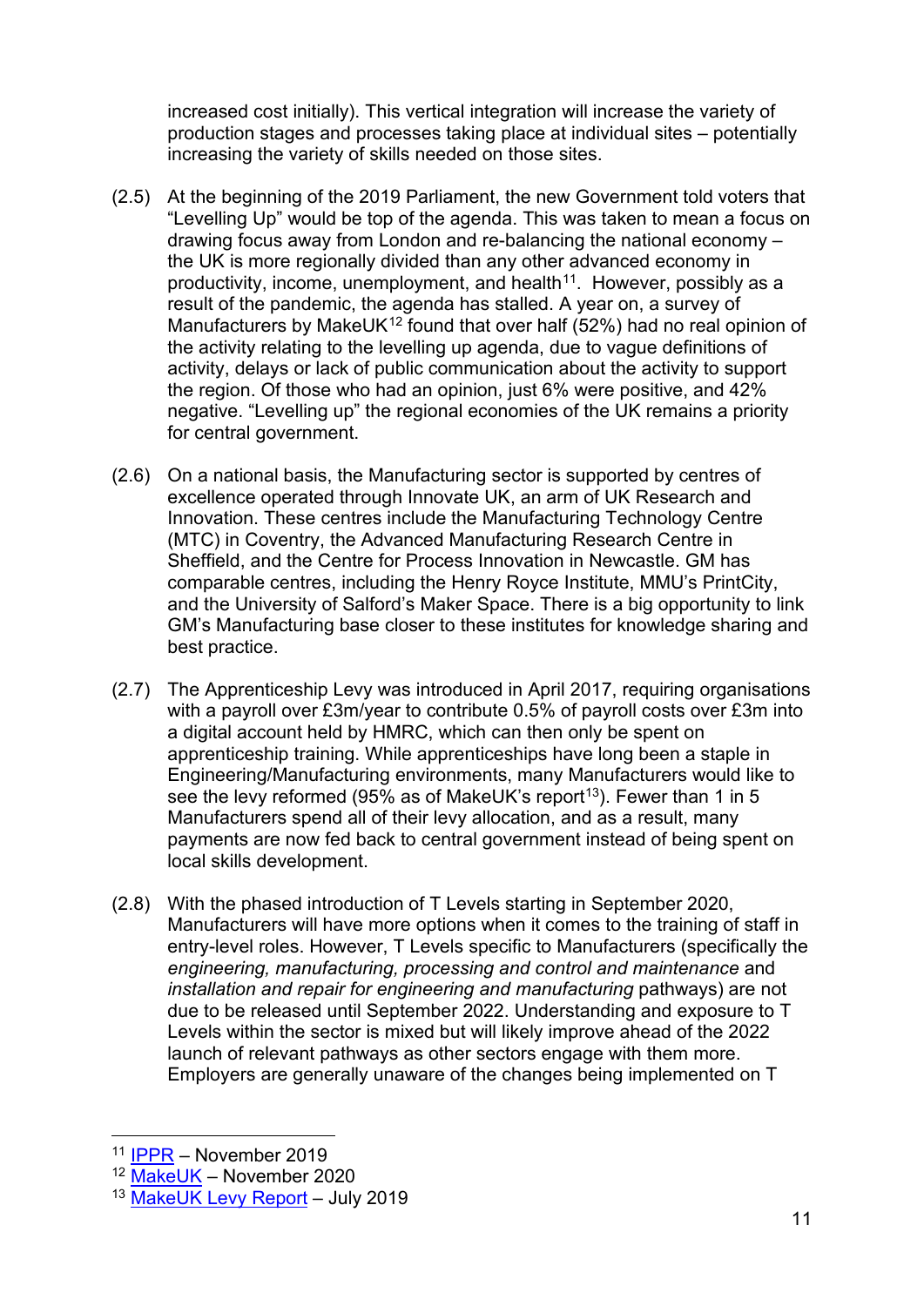increased cost initially). This vertical integration will increase the variety of production stages and processes taking place at individual sites – potentially increasing the variety of skills needed on those sites.

(2.5) At the beginning of the 2019 Parliament, the new Government told voters that "Levelling Up" would be top of the agenda. This was taken to mean a focus on drawing focus away from London and re-balancing the national economy – the UK is more regionally divided than any other advanced economy in productivity, income, unemployment, and health[11]. However, possibly as a result of the pandemic, the agenda has stalled. A year on, a survey of Manufacturers by MakeUK[12] found that over half (52%) had no real opinion of the activity relating to the levelling up agenda, due to vague definitions of activity, delays or lack of public communication about the activity to support the region. Of those who had an opinion, just 6% were positive, and 42% negative. "Levelling up" the regional economies of the UK remains a priority for central government.

(2.6) On a national basis, the Manufacturing sector is supported by centres of excellence operated through Innovate UK, an arm of UK Research and Innovation. These centres include the Manufacturing Technology Centre (MTC) in Coventry, the Advanced Manufacturing Research Centre in Sheffield, and the Centre for Process Innovation in Newcastle. GM has comparable centres, including the Henry Royce Institute, MMU's PrintCity, and the University of Salford's Maker Space. There is a big opportunity to link GM's Manufacturing base closer to these institutes for knowledge sharing and best practice.

(2.7) The Apprenticeship Levy was introduced in April 2017, requiring organisations with a payroll over £3m/year to contribute 0.5% of payroll costs over £3m into a digital account held by HMRC, which can then only be spent on apprenticeship training. While apprenticeships have long been a staple in Engineering/Manufacturing environments, many Manufacturers would like to see the levy reformed (95% as of MakeUK's report[13]). Fewer than 1 in 5 Manufacturers spend all of their levy allocation, and as a result, many payments are now fed back to central government instead of being spent on local skills development.

(2.8) With the phased introduction of T Levels starting in September 2020, Manufacturers will have more options when it comes to the training of staff in entry-level roles. However, T Levels specific to Manufacturers (specifically the *engineering, manufacturing, processing and control and maintenance* and *installation and repair for engineering and manufacturing* pathways) are not due to be released until September 2022. Understanding and exposure to T Levels within the sector is mixed but will likely improve ahead of the 2022 launch of relevant pathways as other sectors engage with them more. Employers are generally unaware of the changes being implemented on T

---

[11] IPPR – November 2019

[12] MakeUK – November 2020

[13] MakeUK Levy Report – July 2019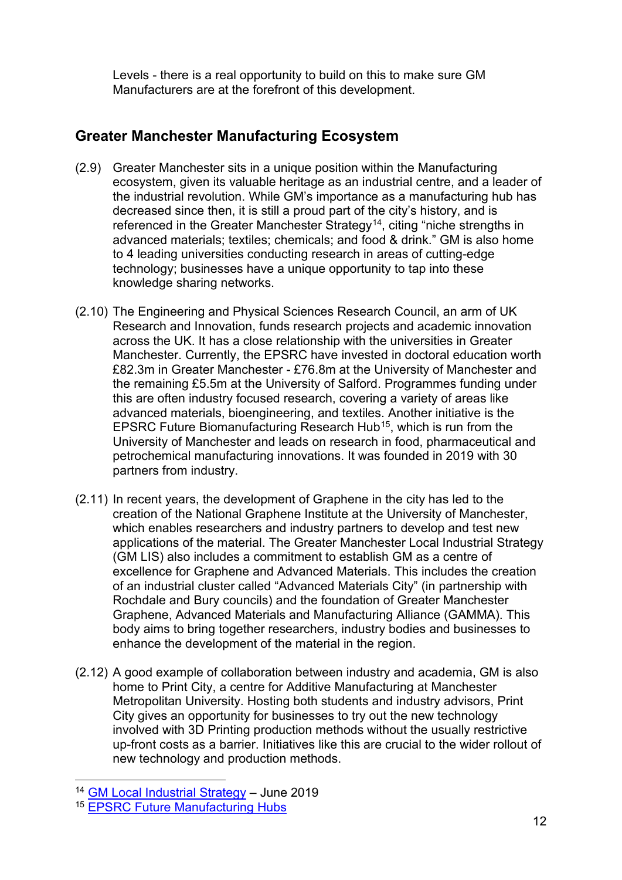Levels - there is a real opportunity to build on this to make sure GM Manufacturers are at the forefront of this development.

## Greater Manchester Manufacturing Ecosystem

(2.9) Greater Manchester sits in a unique position within the Manufacturing ecosystem, given its valuable heritage as an industrial centre, and a leader of the industrial revolution. While GM's importance as a manufacturing hub has decreased since then, it is still a proud part of the city's history, and is referenced in the Greater Manchester Strategy[14], citing "niche strengths in advanced materials; textiles; chemicals; and food & drink." GM is also home to 4 leading universities conducting research in areas of cutting-edge technology; businesses have a unique opportunity to tap into these knowledge sharing networks.

(2.10) The Engineering and Physical Sciences Research Council, an arm of UK Research and Innovation, funds research projects and academic innovation across the UK. It has a close relationship with the universities in Greater Manchester. Currently, the EPSRC have invested in doctoral education worth £82.3m in Greater Manchester - £76.8m at the University of Manchester and the remaining £5.5m at the University of Salford. Programmes funding under this are often industry focused research, covering a variety of areas like advanced materials, bioengineering, and textiles. Another initiative is the EPSRC Future Biomanufacturing Research Hub[15], which is run from the University of Manchester and leads on research in food, pharmaceutical and petrochemical manufacturing innovations. It was founded in 2019 with 30 partners from industry.

(2.11) In recent years, the development of Graphene in the city has led to the creation of the National Graphene Institute at the University of Manchester, which enables researchers and industry partners to develop and test new applications of the material. The Greater Manchester Local Industrial Strategy (GM LIS) also includes a commitment to establish GM as a centre of excellence for Graphene and Advanced Materials. This includes the creation of an industrial cluster called "Advanced Materials City" (in partnership with Rochdale and Bury councils) and the foundation of Greater Manchester Graphene, Advanced Materials and Manufacturing Alliance (GAMMA). This body aims to bring together researchers, industry bodies and businesses to enhance the development of the material in the region.

(2.12) A good example of collaboration between industry and academia, GM is also home to Print City, a centre for Additive Manufacturing at Manchester Metropolitan University. Hosting both students and industry advisors, Print City gives an opportunity for businesses to try out the new technology involved with 3D Printing production methods without the usually restrictive up-front costs as a barrier. Initiatives like this are crucial to the wider rollout of new technology and production methods.

---

[14] GM Local Industrial Strategy – June 2019

[15] EPSRC Future Manufacturing Hubs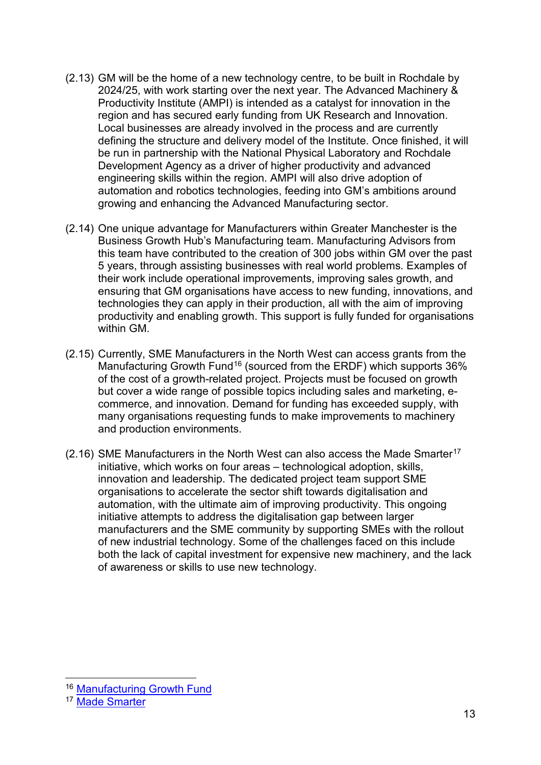(2.13) GM will be the home of a new technology centre, to be built in Rochdale by 2024/25, with work starting over the next year. The Advanced Machinery & Productivity Institute (AMPI) is intended as a catalyst for innovation in the region and has secured early funding from UK Research and Innovation. Local businesses are already involved in the process and are currently defining the structure and delivery model of the Institute. Once finished, it will be run in partnership with the National Physical Laboratory and Rochdale Development Agency as a driver of higher productivity and advanced engineering skills within the region. AMPI will also drive adoption of automation and robotics technologies, feeding into GM's ambitions around growing and enhancing the Advanced Manufacturing sector.

(2.14) One unique advantage for Manufacturers within Greater Manchester is the Business Growth Hub's Manufacturing team. Manufacturing Advisors from this team have contributed to the creation of 300 jobs within GM over the past 5 years, through assisting businesses with real world problems. Examples of their work include operational improvements, improving sales growth, and ensuring that GM organisations have access to new funding, innovations, and technologies they can apply in their production, all with the aim of improving productivity and enabling growth. This support is fully funded for organisations within GM.

(2.15) Currently, SME Manufacturers in the North West can access grants from the Manufacturing Growth Fund[16] (sourced from the ERDF) which supports 36% of the cost of a growth-related project. Projects must be focused on growth but cover a wide range of possible topics including sales and marketing, e-commerce, and innovation. Demand for funding has exceeded supply, with many organisations requesting funds to make improvements to machinery and production environments.

(2.16) SME Manufacturers in the North West can also access the Made Smarter[17] initiative, which works on four areas – technological adoption, skills, innovation and leadership. The dedicated project team support SME organisations to accelerate the sector shift towards digitalisation and automation, with the ultimate aim of improving productivity. This ongoing initiative attempts to address the digitalisation gap between larger manufacturers and the SME community by supporting SMEs with the rollout of new industrial technology. Some of the challenges faced on this include both the lack of capital investment for expensive new machinery, and the lack of awareness or skills to use new technology.

---

[16] Manufacturing Growth Fund

[17] Made Smarter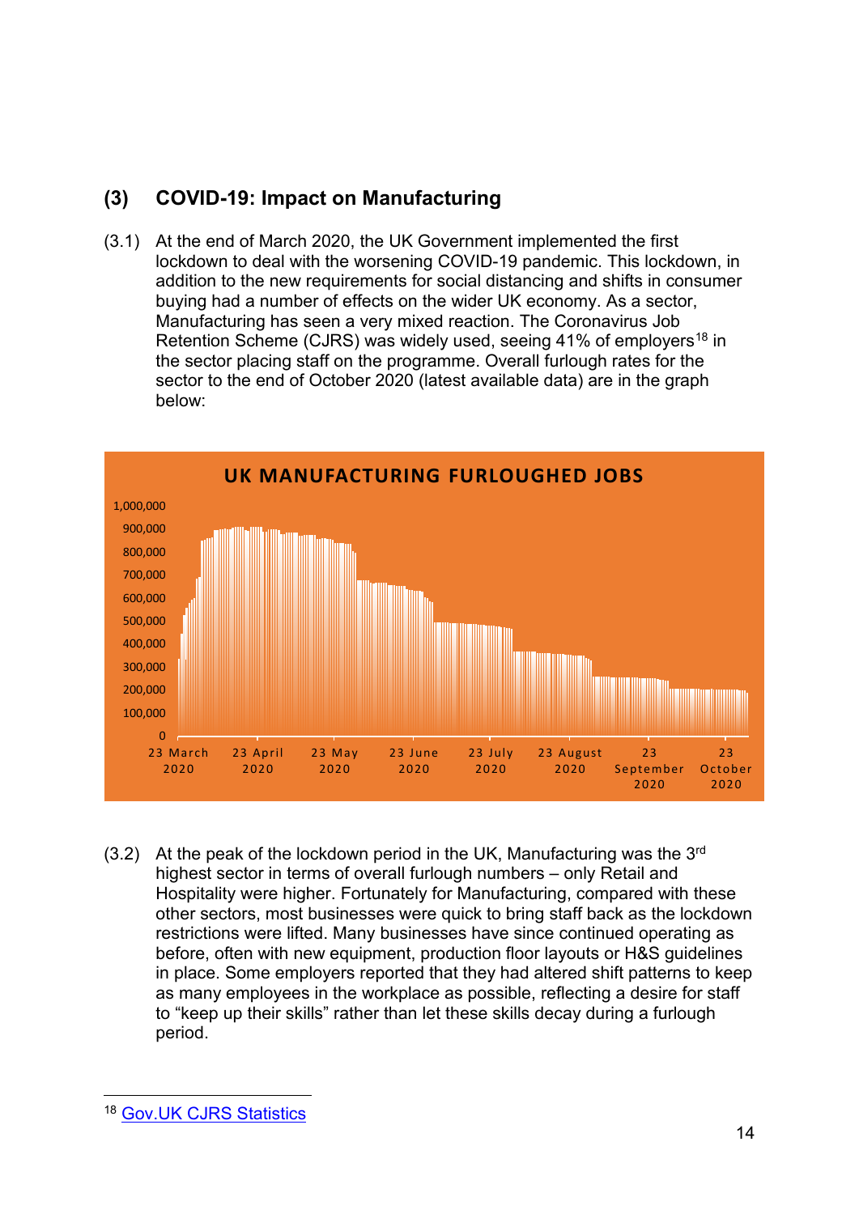## (3) COVID-19: Impact on Manufacturing

(3.1) At the end of March 2020, the UK Government implemented the first lockdown to deal with the worsening COVID-19 pandemic. This lockdown, in addition to the new requirements for social distancing and shifts in consumer buying had a number of effects on the wider UK economy. As a sector, Manufacturing has seen a very mixed reaction. The Coronavirus Job Retention Scheme (CJRS) was widely used, seeing 41% of employers[18] in the sector placing staff on the programme. Overall furlough rates for the sector to the end of October 2020 (latest available data) are in the graph below:

**UK MANUFACTURING FURLOUGHED JOBS**

(3.2) At the peak of the lockdown period in the UK, Manufacturing was the 3rd highest sector in terms of overall furlough numbers – only Retail and Hospitality were higher. Fortunately for Manufacturing, compared with these other sectors, most businesses were quick to bring staff back as the lockdown restrictions were lifted. Many businesses have since continued operating as before, often with new equipment, production floor layouts or H&S guidelines in place. Some employers reported that they had altered shift patterns to keep as many employees in the workplace as possible, reflecting a desire for staff to "keep up their skills" rather than let these skills decay during a furlough period.

---

[18] Gov.UK CJRS Statistics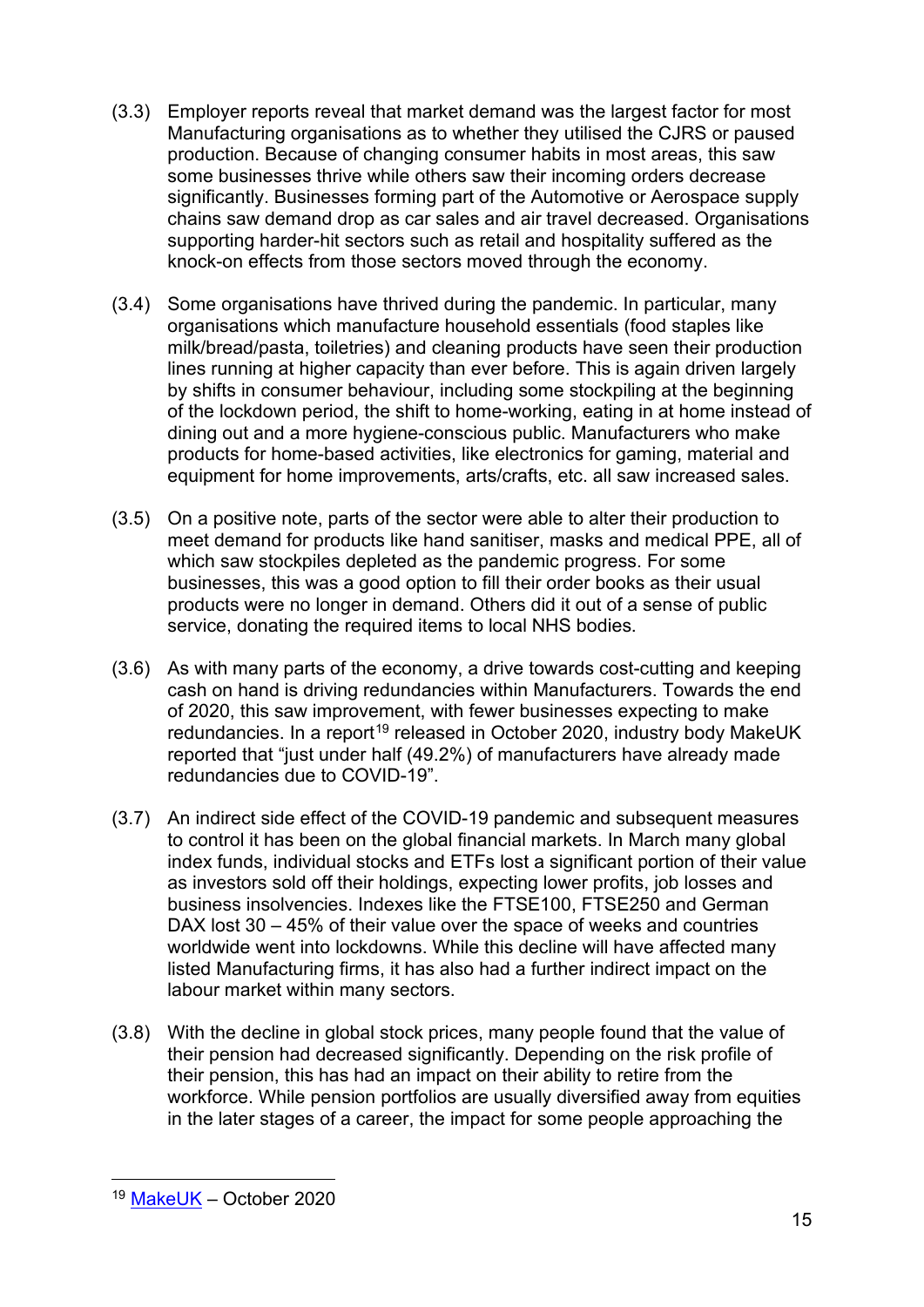(3.3) Employer reports reveal that market demand was the largest factor for most Manufacturing organisations as to whether they utilised the CJRS or paused production. Because of changing consumer habits in most areas, this saw some businesses thrive while others saw their incoming orders decrease significantly. Businesses forming part of the Automotive or Aerospace supply chains saw demand drop as car sales and air travel decreased. Organisations supporting harder-hit sectors such as retail and hospitality suffered as the knock-on effects from those sectors moved through the economy.

(3.4) Some organisations have thrived during the pandemic. In particular, many organisations which manufacture household essentials (food staples like milk/bread/pasta, toiletries) and cleaning products have seen their production lines running at higher capacity than ever before. This is again driven largely by shifts in consumer behaviour, including some stockpiling at the beginning of the lockdown period, the shift to home-working, eating in at home instead of dining out and a more hygiene-conscious public. Manufacturers who make products for home-based activities, like electronics for gaming, material and equipment for home improvements, arts/crafts, etc. all saw increased sales.

(3.5) On a positive note, parts of the sector were able to alter their production to meet demand for products like hand sanitiser, masks and medical PPE, all of which saw stockpiles depleted as the pandemic progress. For some businesses, this was a good option to fill their order books as their usual products were no longer in demand. Others did it out of a sense of public service, donating the required items to local NHS bodies.

(3.6) As with many parts of the economy, a drive towards cost-cutting and keeping cash on hand is driving redundancies within Manufacturers. Towards the end of 2020, this saw improvement, with fewer businesses expecting to make redundancies. In a report[19] released in October 2020, industry body MakeUK reported that "just under half (49.2%) of manufacturers have already made redundancies due to COVID-19".

(3.7) An indirect side effect of the COVID-19 pandemic and subsequent measures to control it has been on the global financial markets. In March many global index funds, individual stocks and ETFs lost a significant portion of their value as investors sold off their holdings, expecting lower profits, job losses and business insolvencies. Indexes like the FTSE100, FTSE250 and German DAX lost 30 – 45% of their value over the space of weeks and countries worldwide went into lockdowns. While this decline will have affected many listed Manufacturing firms, it has also had a further indirect impact on the labour market within many sectors.

(3.8) With the decline in global stock prices, many people found that the value of their pension had decreased significantly. Depending on the risk profile of their pension, this has had an impact on their ability to retire from the workforce. While pension portfolios are usually diversified away from equities in the later stages of a career, the impact for some people approaching the

[19] MakeUK – October 2020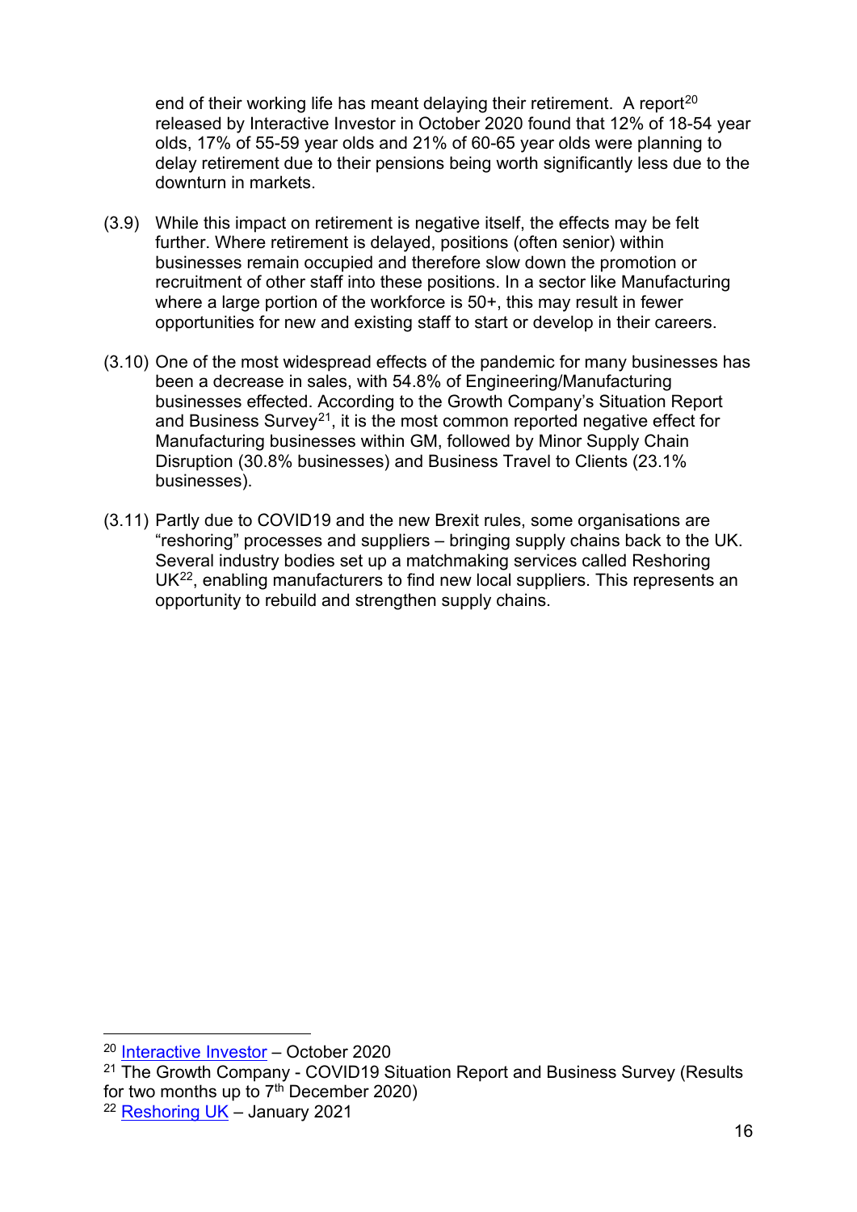end of their working life has meant delaying their retirement. A report[20] released by Interactive Investor in October 2020 found that 12% of 18-54 year olds, 17% of 55-59 year olds and 21% of 60-65 year olds were planning to delay retirement due to their pensions being worth significantly less due to the downturn in markets.

(3.9) While this impact on retirement is negative itself, the effects may be felt further. Where retirement is delayed, positions (often senior) within businesses remain occupied and therefore slow down the promotion or recruitment of other staff into these positions. In a sector like Manufacturing where a large portion of the workforce is 50+, this may result in fewer opportunities for new and existing staff to start or develop in their careers.

(3.10) One of the most widespread effects of the pandemic for many businesses has been a decrease in sales, with 54.8% of Engineering/Manufacturing businesses effected. According to the Growth Company's Situation Report and Business Survey[21], it is the most common reported negative effect for Manufacturing businesses within GM, followed by Minor Supply Chain Disruption (30.8% businesses) and Business Travel to Clients (23.1% businesses).

(3.11) Partly due to COVID19 and the new Brexit rules, some organisations are "reshoring" processes and suppliers – bringing supply chains back to the UK. Several industry bodies set up a matchmaking services called Reshoring UK[22], enabling manufacturers to find new local suppliers. This represents an opportunity to rebuild and strengthen supply chains.

---

[20] Interactive Investor – October 2020

[21] The Growth Company - COVID19 Situation Report and Business Survey (Results for two months up to 7th December 2020)

[22] Reshoring UK – January 2021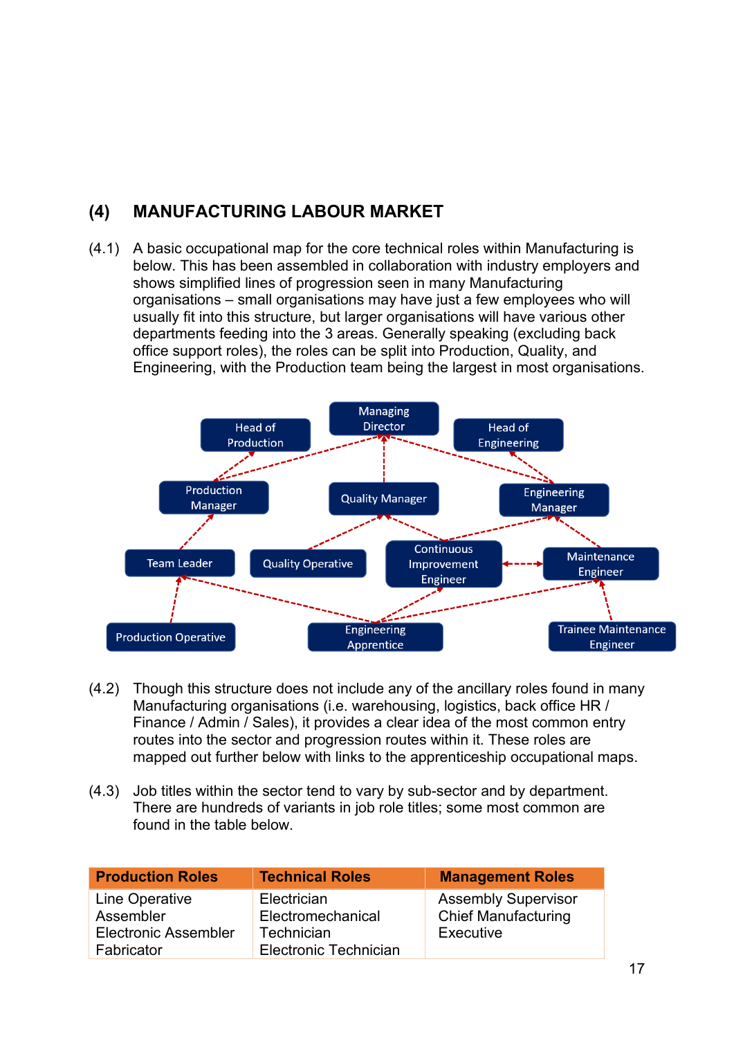## (4) MANUFACTURING LABOUR MARKET

(4.1) A basic occupational map for the core technical roles within Manufacturing is below. This has been assembled in collaboration with industry employers and shows simplified lines of progression seen in many Manufacturing organisations – small organisations may have just a few employees who will usually fit into this structure, but larger organisations will have various other departments feeding into the 3 areas. Generally speaking (excluding back office support roles), the roles can be split into Production, Quality, and Engineering, with the Production team being the largest in most organisations.

(4.2) Though this structure does not include any of the ancillary roles found in many Manufacturing organisations (i.e. warehousing, logistics, back office HR / Finance / Admin / Sales), it provides a clear idea of the most common entry routes into the sector and progression routes within it. These roles are mapped out further below with links to the apprenticeship occupational maps.

(4.3) Job titles within the sector tend to vary by sub-sector and by department. There are hundreds of variants in job role titles; some most common are found in the table below.

| Production Roles | Technical Roles | Management Roles |
|---|---|---|
| Line Operative | Electrician | Assembly Supervisor |
| Assembler | Electromechanical Technician | Chief Manufacturing Executive |
| Electronic Assembler | Electronic Technician | |
| Fabricator | | |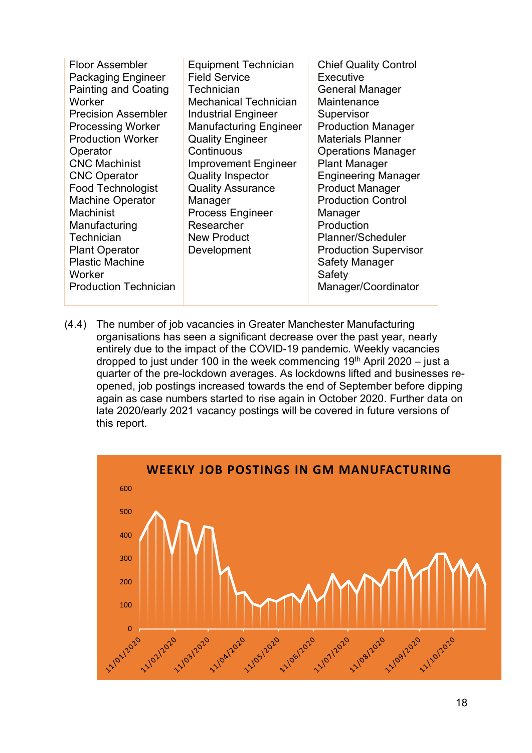| | | |
|---|---|---|
| Floor Assembler<br>Packaging Engineer<br>Painting and Coating Worker<br>Precision Assembler<br>Processing Worker<br>Production Worker<br>Operator<br>CNC Machinist<br>CNC Operator<br>Food Technologist<br>Machine Operator<br>Machinist<br>Manufacturing Technician<br>Plant Operator<br>Plastic Machine Worker<br>Production Technician | Equipment Technician<br>Field Service Technician<br>Mechanical Technician<br>Industrial Engineer<br>Manufacturing Engineer<br>Quality Engineer<br>Continuous Improvement Engineer<br>Quality Inspector<br>Quality Assurance Manager<br>Process Engineer<br>Researcher<br>New Product Development | Chief Quality Control Executive<br>General Manager<br>Maintenance Supervisor<br>Production Manager<br>Materials Planner<br>Operations Manager<br>Plant Manager<br>Engineering Manager<br>Product Manager<br>Production Control Manager<br>Production Planner/Scheduler<br>Production Supervisor<br>Safety Manager<br>Safety Manager/Coordinator |

(4.4) The number of job vacancies in Greater Manchester Manufacturing organisations has seen a significant decrease over the past year, nearly entirely due to the impact of the COVID-19 pandemic. Weekly vacancies dropped to just under 100 in the week commencing 19th April 2020 – just a quarter of the pre-lockdown averages. As lockdowns lifted and businesses re-opened, job postings increased towards the end of September before dipping again as case numbers started to rise again in October 2020. Further data on late 2020/early 2021 vacancy postings will be covered in future versions of this report.

**WEEKLY JOB POSTINGS IN GM MANUFACTURING**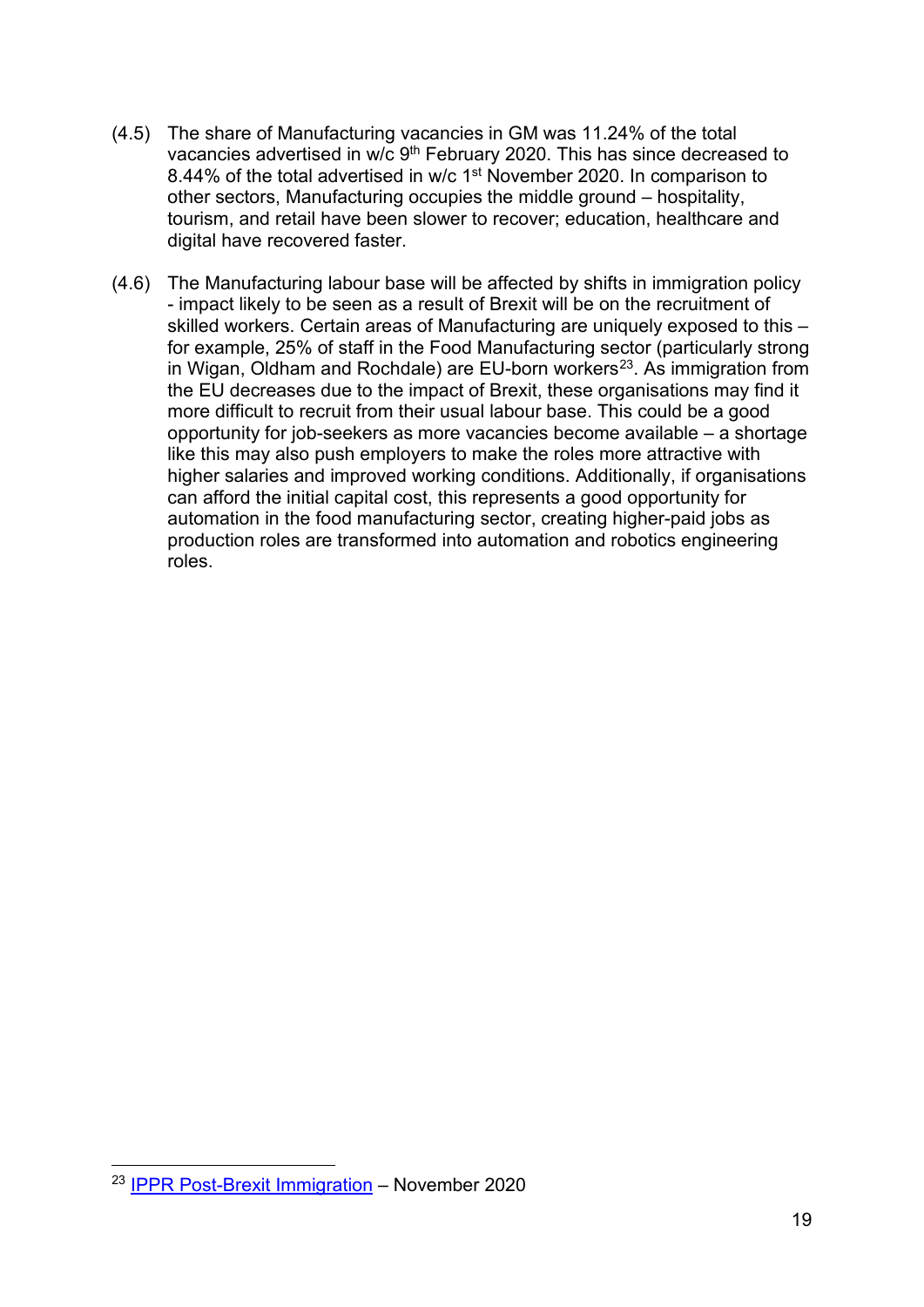(4.5) The share of Manufacturing vacancies in GM was 11.24% of the total vacancies advertised in w/c 9th February 2020. This has since decreased to 8.44% of the total advertised in w/c 1st November 2020. In comparison to other sectors, Manufacturing occupies the middle ground – hospitality, tourism, and retail have been slower to recover; education, healthcare and digital have recovered faster.

(4.6) The Manufacturing labour base will be affected by shifts in immigration policy - impact likely to be seen as a result of Brexit will be on the recruitment of skilled workers. Certain areas of Manufacturing are uniquely exposed to this – for example, 25% of staff in the Food Manufacturing sector (particularly strong in Wigan, Oldham and Rochdale) are EU-born workers[23]. As immigration from the EU decreases due to the impact of Brexit, these organisations may find it more difficult to recruit from their usual labour base. This could be a good opportunity for job-seekers as more vacancies become available – a shortage like this may also push employers to make the roles more attractive with higher salaries and improved working conditions. Additionally, if organisations can afford the initial capital cost, this represents a good opportunity for automation in the food manufacturing sector, creating higher-paid jobs as production roles are transformed into automation and robotics engineering roles.

---

[23] IPPR Post-Brexit Immigration – November 2020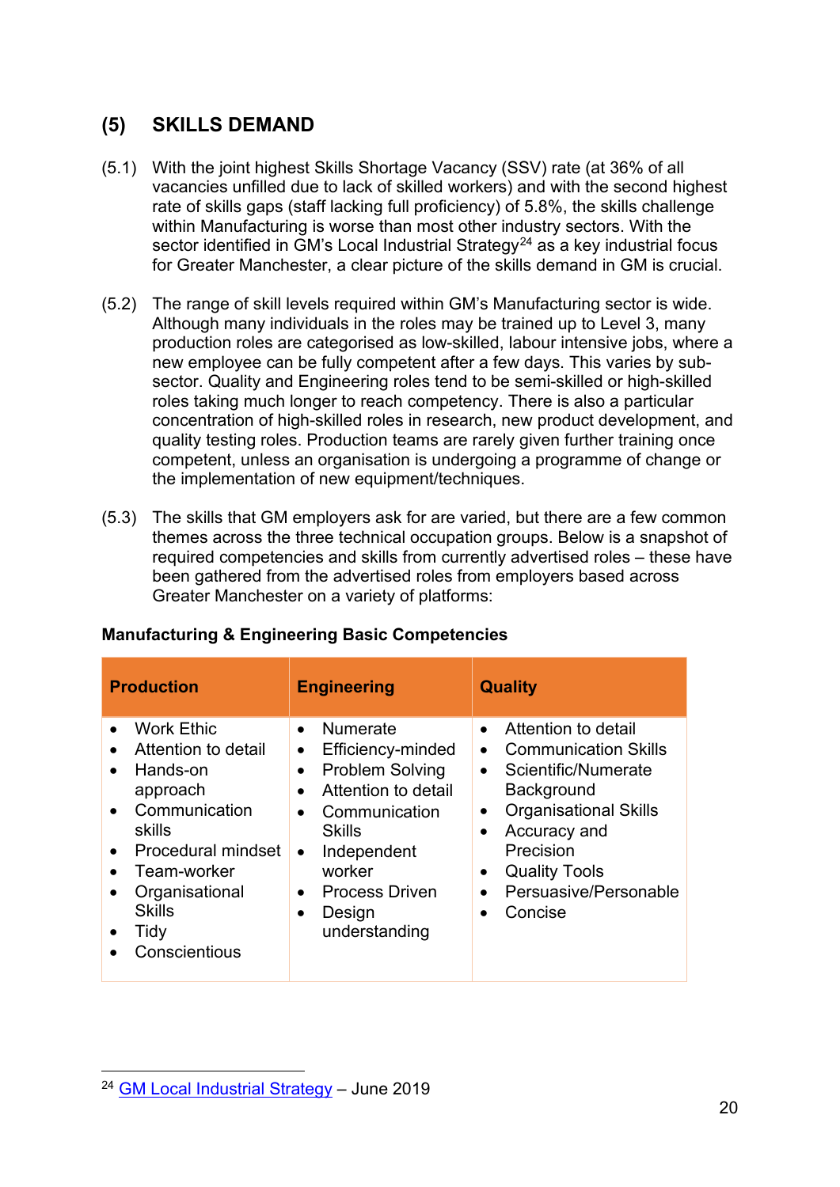## (5) SKILLS DEMAND

(5.1) With the joint highest Skills Shortage Vacancy (SSV) rate (at 36% of all vacancies unfilled due to lack of skilled workers) and with the second highest rate of skills gaps (staff lacking full proficiency) of 5.8%, the skills challenge within Manufacturing is worse than most other industry sectors. With the sector identified in GM's Local Industrial Strategy[24] as a key industrial focus for Greater Manchester, a clear picture of the skills demand in GM is crucial.

(5.2) The range of skill levels required within GM's Manufacturing sector is wide. Although many individuals in the roles may be trained up to Level 3, many production roles are categorised as low-skilled, labour intensive jobs, where a new employee can be fully competent after a few days. This varies by sub-sector. Quality and Engineering roles tend to be semi-skilled or high-skilled roles taking much longer to reach competency. There is also a particular concentration of high-skilled roles in research, new product development, and quality testing roles. Production teams are rarely given further training once competent, unless an organisation is undergoing a programme of change or the implementation of new equipment/techniques.

(5.3) The skills that GM employers ask for are varied, but there are a few common themes across the three technical occupation groups. Below is a snapshot of required competencies and skills from currently advertised roles – these have been gathered from the advertised roles from employers based across Greater Manchester on a variety of platforms:

**Manufacturing & Engineering Basic Competencies**

| Production | Engineering | Quality |
|---|---|---|
| • Work Ethic<br>• Attention to detail<br>• Hands-on approach<br>• Communication skills<br>• Procedural mindset<br>• Team-worker<br>• Organisational Skills<br>• Tidy<br>• Conscientious | • Numerate<br>• Efficiency-minded<br>• Problem Solving<br>• Attention to detail<br>• Communication Skills<br>• Independent worker<br>• Process Driven<br>• Design understanding | • Attention to detail<br>• Communication Skills<br>• Scientific/Numerate Background<br>• Organisational Skills<br>• Accuracy and Precision<br>• Quality Tools<br>• Persuasive/Personable<br>• Concise |

[24] GM Local Industrial Strategy – June 2019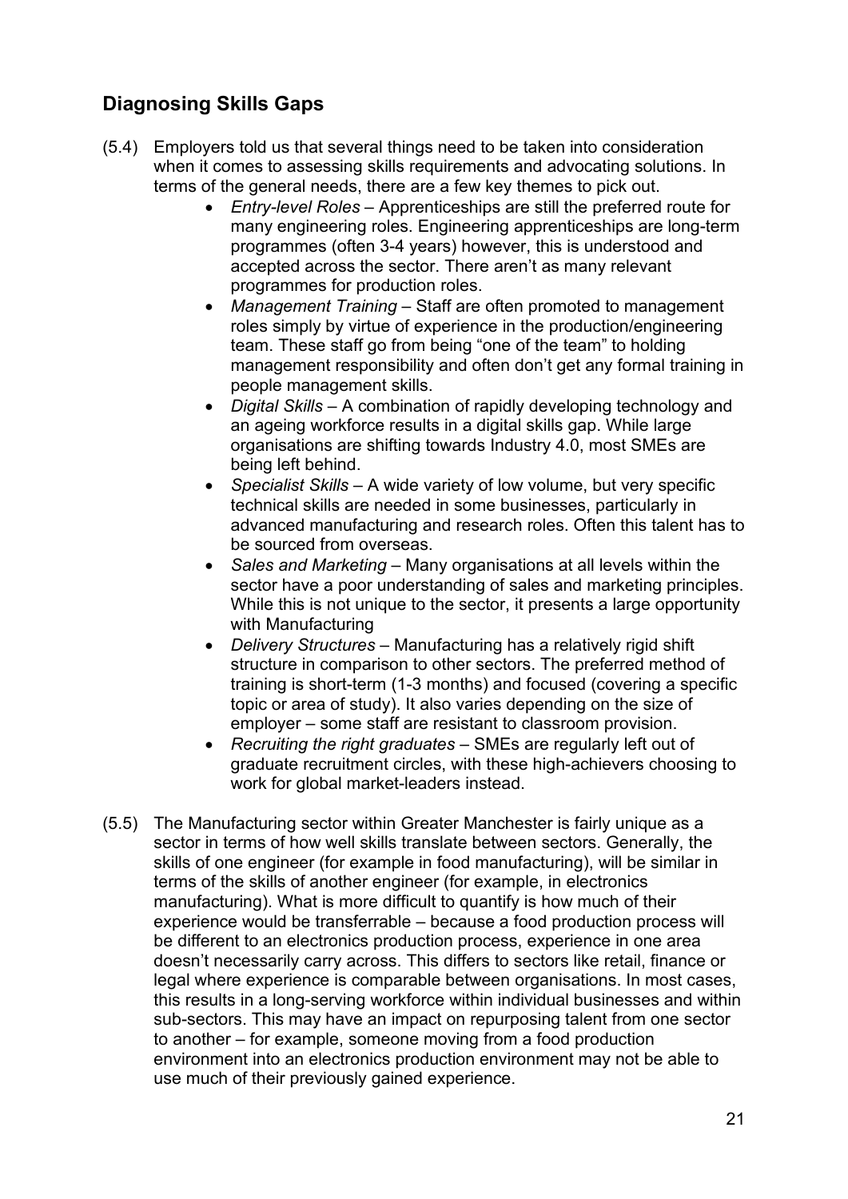## Diagnosing Skills Gaps

(5.4) Employers told us that several things need to be taken into consideration when it comes to assessing skills requirements and advocating solutions. In terms of the general needs, there are a few key themes to pick out.

- *Entry-level Roles* – Apprenticeships are still the preferred route for many engineering roles. Engineering apprenticeships are long-term programmes (often 3-4 years) however, this is understood and accepted across the sector. There aren't as many relevant programmes for production roles.
- *Management Training* – Staff are often promoted to management roles simply by virtue of experience in the production/engineering team. These staff go from being "one of the team" to holding management responsibility and often don't get any formal training in people management skills.
- *Digital Skills* – A combination of rapidly developing technology and an ageing workforce results in a digital skills gap. While large organisations are shifting towards Industry 4.0, most SMEs are being left behind.
- *Specialist Skills* – A wide variety of low volume, but very specific technical skills are needed in some businesses, particularly in advanced manufacturing and research roles. Often this talent has to be sourced from overseas.
- *Sales and Marketing* – Many organisations at all levels within the sector have a poor understanding of sales and marketing principles. While this is not unique to the sector, it presents a large opportunity with Manufacturing
- *Delivery Structures* – Manufacturing has a relatively rigid shift structure in comparison to other sectors. The preferred method of training is short-term (1-3 months) and focused (covering a specific topic or area of study). It also varies depending on the size of employer – some staff are resistant to classroom provision.
- *Recruiting the right graduates* – SMEs are regularly left out of graduate recruitment circles, with these high-achievers choosing to work for global market-leaders instead.

(5.5) The Manufacturing sector within Greater Manchester is fairly unique as a sector in terms of how well skills translate between sectors. Generally, the skills of one engineer (for example in food manufacturing), will be similar in terms of the skills of another engineer (for example, in electronics manufacturing). What is more difficult to quantify is how much of their experience would be transferrable – because a food production process will be different to an electronics production process, experience in one area doesn't necessarily carry across. This differs to sectors like retail, finance or legal where experience is comparable between organisations. In most cases, this results in a long-serving workforce within individual businesses and within sub-sectors. This may have an impact on repurposing talent from one sector to another – for example, someone moving from a food production environment into an electronics production environment may not be able to use much of their previously gained experience.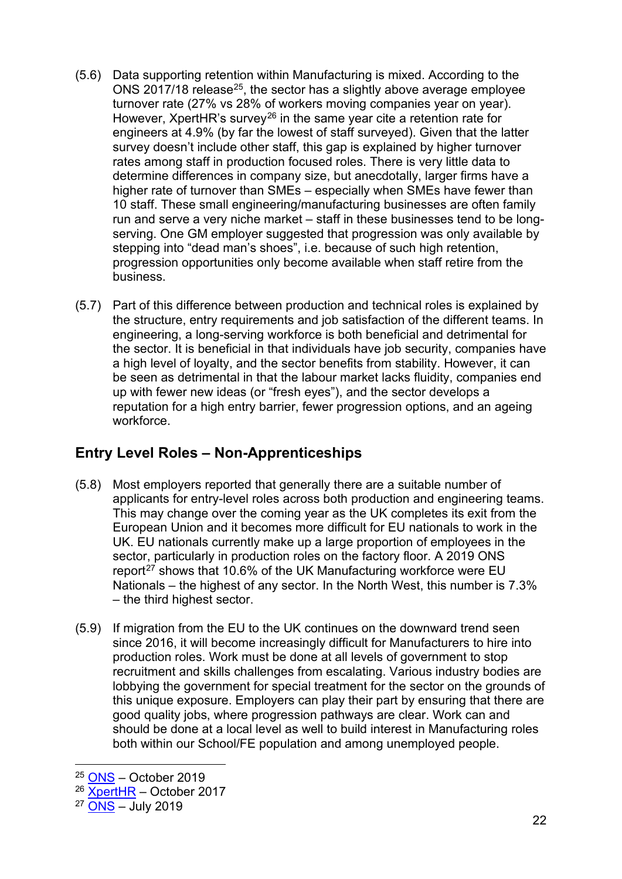(5.6) Data supporting retention within Manufacturing is mixed. According to the ONS 2017/18 release[25], the sector has a slightly above average employee turnover rate (27% vs 28% of workers moving companies year on year). However, XpertHR's survey[26] in the same year cite a retention rate for engineers at 4.9% (by far the lowest of staff surveyed). Given that the latter survey doesn't include other staff, this gap is explained by higher turnover rates among staff in production focused roles. There is very little data to determine differences in company size, but anecdotally, larger firms have a higher rate of turnover than SMEs – especially when SMEs have fewer than 10 staff. These small engineering/manufacturing businesses are often family run and serve a very niche market – staff in these businesses tend to be long-serving. One GM employer suggested that progression was only available by stepping into "dead man's shoes", i.e. because of such high retention, progression opportunities only become available when staff retire from the business.

(5.7) Part of this difference between production and technical roles is explained by the structure, entry requirements and job satisfaction of the different teams. In engineering, a long-serving workforce is both beneficial and detrimental for the sector. It is beneficial in that individuals have job security, companies have a high level of loyalty, and the sector benefits from stability. However, it can be seen as detrimental in that the labour market lacks fluidity, companies end up with fewer new ideas (or "fresh eyes"), and the sector develops a reputation for a high entry barrier, fewer progression options, and an ageing workforce.

## Entry Level Roles – Non-Apprenticeships

(5.8) Most employers reported that generally there are a suitable number of applicants for entry-level roles across both production and engineering teams. This may change over the coming year as the UK completes its exit from the European Union and it becomes more difficult for EU nationals to work in the UK. EU nationals currently make up a large proportion of employees in the sector, particularly in production roles on the factory floor. A 2019 ONS report[27] shows that 10.6% of the UK Manufacturing workforce were EU Nationals – the highest of any sector. In the North West, this number is 7.3% – the third highest sector.

(5.9) If migration from the EU to the UK continues on the downward trend seen since 2016, it will become increasingly difficult for Manufacturers to hire into production roles. Work must be done at all levels of government to stop recruitment and skills challenges from escalating. Various industry bodies are lobbying the government for special treatment for the sector on the grounds of this unique exposure. Employers can play their part by ensuring that there are good quality jobs, where progression pathways are clear. Work can and should be done at a local level as well to build interest in Manufacturing roles both within our School/FE population and among unemployed people.

---

[25] ONS – October 2019

[26] XpertHR – October 2017

[27] ONS – July 2019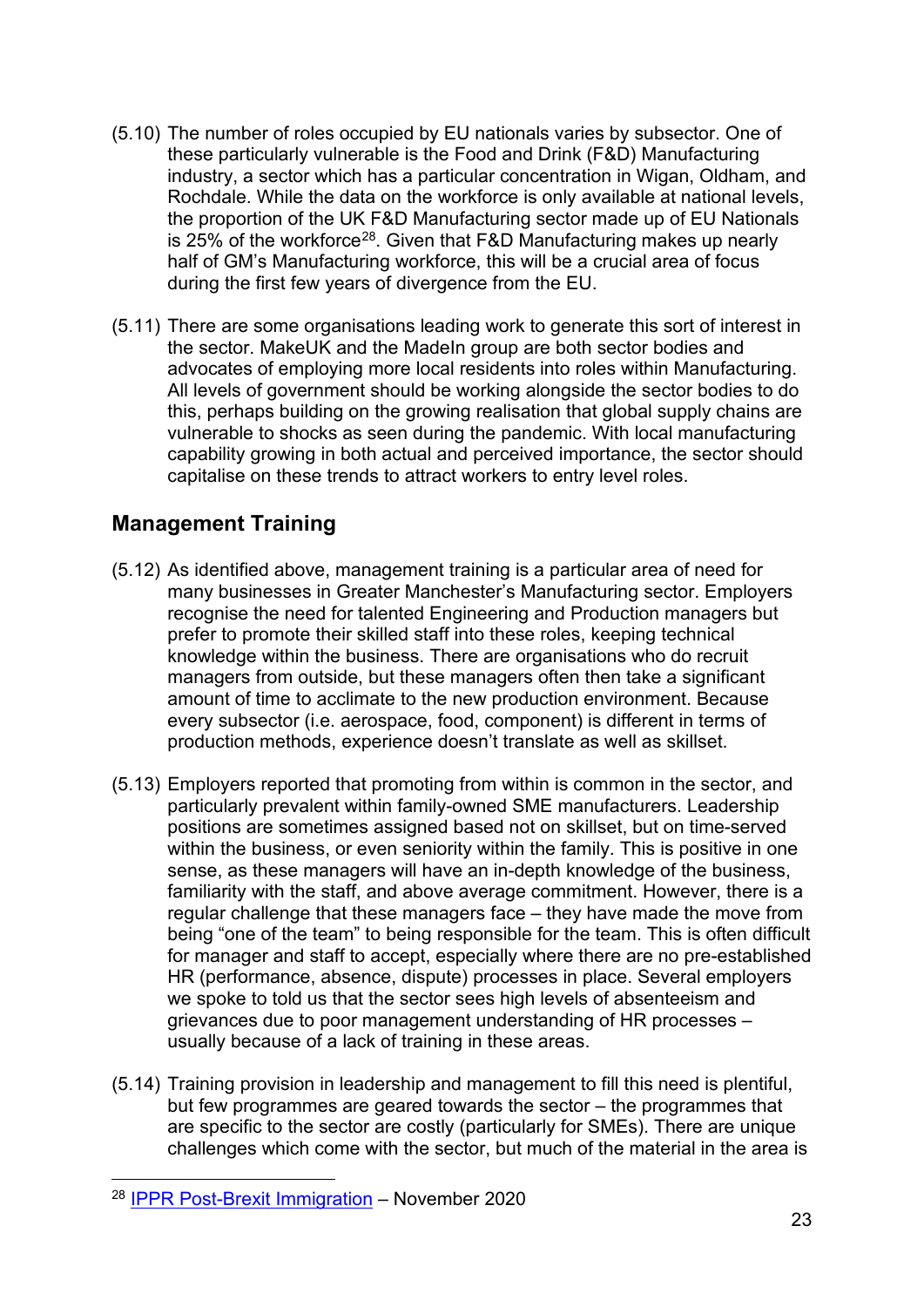(5.10) The number of roles occupied by EU nationals varies by subsector. One of these particularly vulnerable is the Food and Drink (F&D) Manufacturing industry, a sector which has a particular concentration in Wigan, Oldham, and Rochdale. While the data on the workforce is only available at national levels, the proportion of the UK F&D Manufacturing sector made up of EU Nationals is 25% of the workforce[28]. Given that F&D Manufacturing makes up nearly half of GM's Manufacturing workforce, this will be a crucial area of focus during the first few years of divergence from the EU.

(5.11) There are some organisations leading work to generate this sort of interest in the sector. MakeUK and the MadeIn group are both sector bodies and advocates of employing more local residents into roles within Manufacturing. All levels of government should be working alongside the sector bodies to do this, perhaps building on the growing realisation that global supply chains are vulnerable to shocks as seen during the pandemic. With local manufacturing capability growing in both actual and perceived importance, the sector should capitalise on these trends to attract workers to entry level roles.

## Management Training

(5.12) As identified above, management training is a particular area of need for many businesses in Greater Manchester's Manufacturing sector. Employers recognise the need for talented Engineering and Production managers but prefer to promote their skilled staff into these roles, keeping technical knowledge within the business. There are organisations who do recruit managers from outside, but these managers often then take a significant amount of time to acclimate to the new production environment. Because every subsector (i.e. aerospace, food, component) is different in terms of production methods, experience doesn't translate as well as skillset.

(5.13) Employers reported that promoting from within is common in the sector, and particularly prevalent within family-owned SME manufacturers. Leadership positions are sometimes assigned based not on skillset, but on time-served within the business, or even seniority within the family. This is positive in one sense, as these managers will have an in-depth knowledge of the business, familiarity with the staff, and above average commitment. However, there is a regular challenge that these managers face – they have made the move from being "one of the team" to being responsible for the team. This is often difficult for manager and staff to accept, especially where there are no pre-established HR (performance, absence, dispute) processes in place. Several employers we spoke to told us that the sector sees high levels of absenteeism and grievances due to poor management understanding of HR processes – usually because of a lack of training in these areas.

(5.14) Training provision in leadership and management to fill this need is plentiful, but few programmes are geared towards the sector – the programmes that are specific to the sector are costly (particularly for SMEs). There are unique challenges which come with the sector, but much of the material in the area is

[28] IPPR Post-Brexit Immigration – November 2020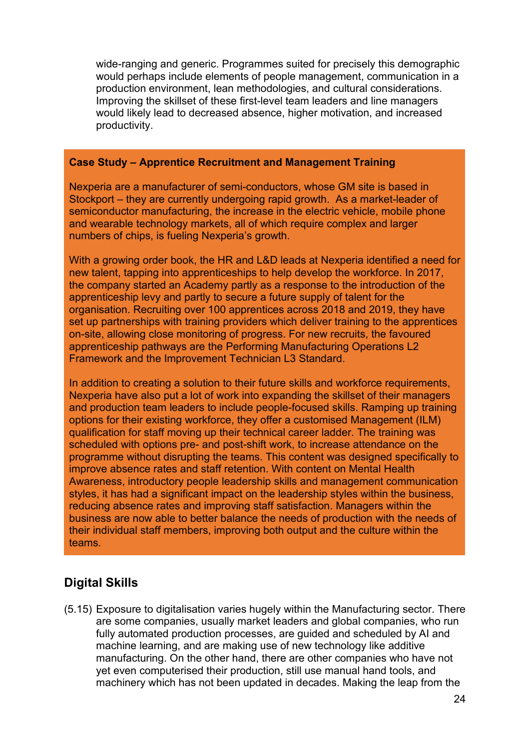wide-ranging and generic. Programmes suited for precisely this demographic would perhaps include elements of people management, communication in a production environment, lean methodologies, and cultural considerations. Improving the skillset of these first-level team leaders and line managers would likely lead to decreased absence, higher motivation, and increased productivity.

**Case Study – Apprentice Recruitment and Management Training**

Nexperia are a manufacturer of semi-conductors, whose GM site is based in Stockport – they are currently undergoing rapid growth. As a market-leader of semiconductor manufacturing, the increase in the electric vehicle, mobile phone and wearable technology markets, all of which require complex and larger numbers of chips, is fueling Nexperia's growth.

With a growing order book, the HR and L&D leads at Nexperia identified a need for new talent, tapping into apprenticeships to help develop the workforce. In 2017, the company started an Academy partly as a response to the introduction of the apprenticeship levy and partly to secure a future supply of talent for the organisation. Recruiting over 100 apprentices across 2018 and 2019, they have set up partnerships with training providers which deliver training to the apprentices on-site, allowing close monitoring of progress. For new recruits, the favoured apprenticeship pathways are the Performing Manufacturing Operations L2 Framework and the Improvement Technician L3 Standard.

In addition to creating a solution to their future skills and workforce requirements, Nexperia have also put a lot of work into expanding the skillset of their managers and production team leaders to include people-focused skills. Ramping up training options for their existing workforce, they offer a customised Management (ILM) qualification for staff moving up their technical career ladder. The training was scheduled with options pre- and post-shift work, to increase attendance on the programme without disrupting the teams. This content was designed specifically to improve absence rates and staff retention. With content on Mental Health Awareness, introductory people leadership skills and management communication styles, it has had a significant impact on the leadership styles within the business, reducing absence rates and improving staff satisfaction. Managers within the business are now able to better balance the needs of production with the needs of their individual staff members, improving both output and the culture within the teams.

## Digital Skills

(5.15) Exposure to digitalisation varies hugely within the Manufacturing sector. There are some companies, usually market leaders and global companies, who run fully automated production processes, are guided and scheduled by AI and machine learning, and are making use of new technology like additive manufacturing. On the other hand, there are other companies who have not yet even computerised their production, still use manual hand tools, and machinery which has not been updated in decades. Making the leap from the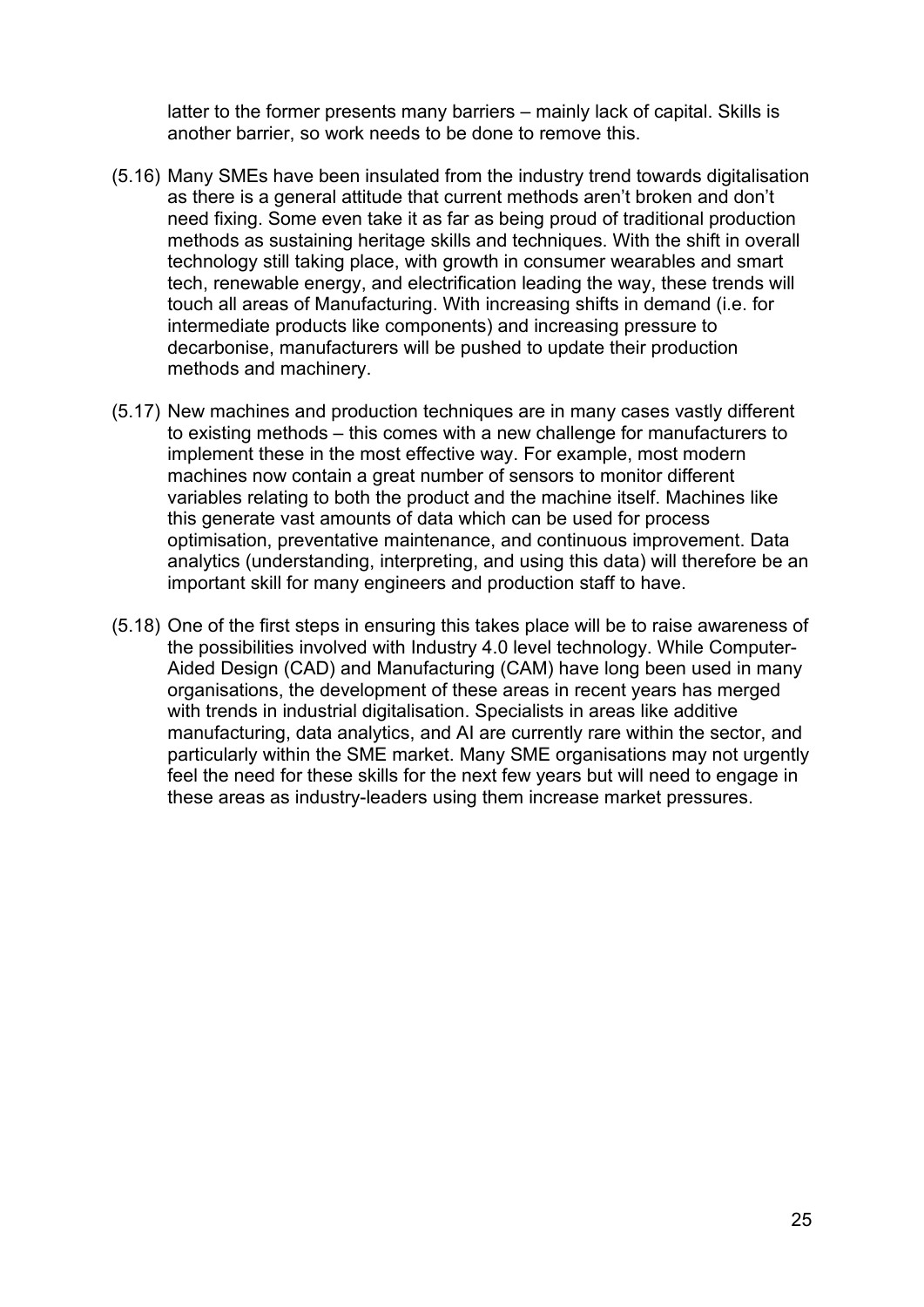latter to the former presents many barriers – mainly lack of capital. Skills is another barrier, so work needs to be done to remove this.

(5.16) Many SMEs have been insulated from the industry trend towards digitalisation as there is a general attitude that current methods aren't broken and don't need fixing. Some even take it as far as being proud of traditional production methods as sustaining heritage skills and techniques. With the shift in overall technology still taking place, with growth in consumer wearables and smart tech, renewable energy, and electrification leading the way, these trends will touch all areas of Manufacturing. With increasing shifts in demand (i.e. for intermediate products like components) and increasing pressure to decarbonise, manufacturers will be pushed to update their production methods and machinery.

(5.17) New machines and production techniques are in many cases vastly different to existing methods – this comes with a new challenge for manufacturers to implement these in the most effective way. For example, most modern machines now contain a great number of sensors to monitor different variables relating to both the product and the machine itself. Machines like this generate vast amounts of data which can be used for process optimisation, preventative maintenance, and continuous improvement. Data analytics (understanding, interpreting, and using this data) will therefore be an important skill for many engineers and production staff to have.

(5.18) One of the first steps in ensuring this takes place will be to raise awareness of the possibilities involved with Industry 4.0 level technology. While Computer-Aided Design (CAD) and Manufacturing (CAM) have long been used in many organisations, the development of these areas in recent years has merged with trends in industrial digitalisation. Specialists in areas like additive manufacturing, data analytics, and AI are currently rare within the sector, and particularly within the SME market. Many SME organisations may not urgently feel the need for these skills for the next few years but will need to engage in these areas as industry-leaders using them increase market pressures.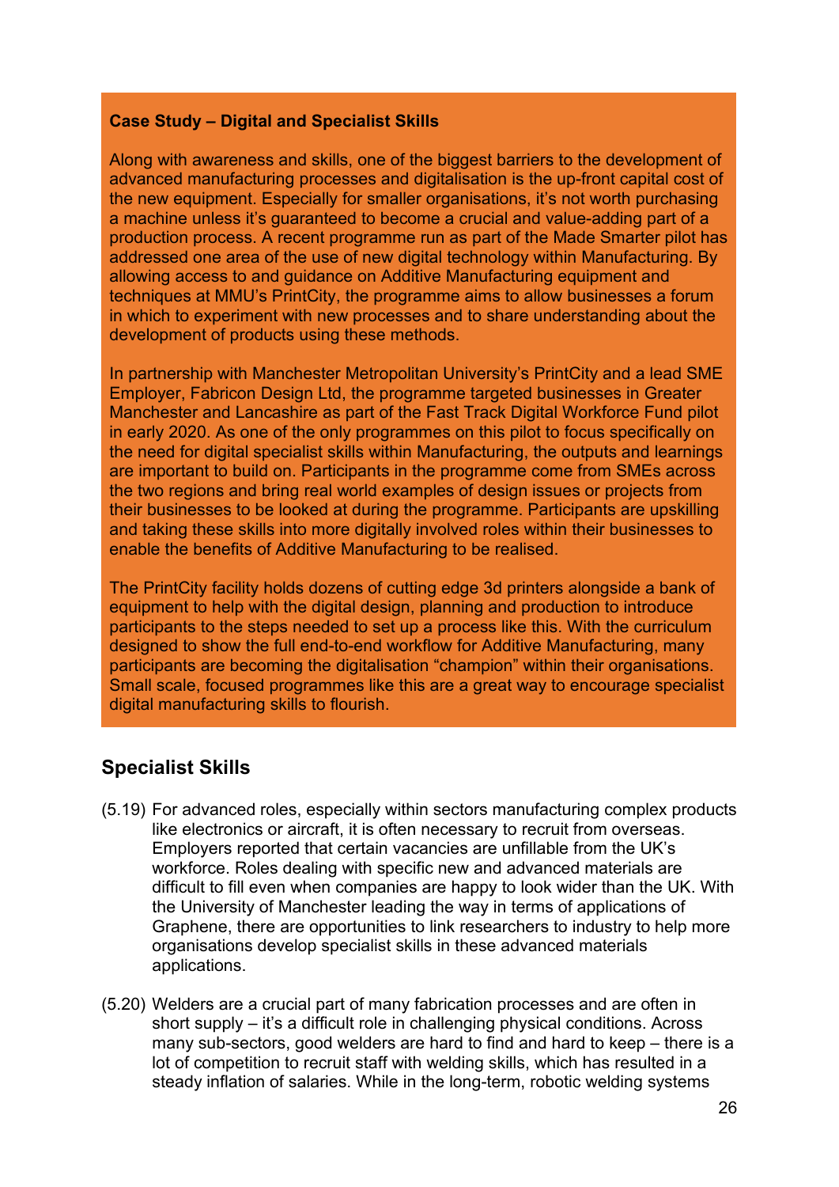**Case Study – Digital and Specialist Skills**

Along with awareness and skills, one of the biggest barriers to the development of advanced manufacturing processes and digitalisation is the up-front capital cost of the new equipment. Especially for smaller organisations, it's not worth purchasing a machine unless it's guaranteed to become a crucial and value-adding part of a production process. A recent programme run as part of the Made Smarter pilot has addressed one area of the use of new digital technology within Manufacturing. By allowing access to and guidance on Additive Manufacturing equipment and techniques at MMU's PrintCity, the programme aims to allow businesses a forum in which to experiment with new processes and to share understanding about the development of products using these methods.

In partnership with Manchester Metropolitan University's PrintCity and a lead SME Employer, Fabricon Design Ltd, the programme targeted businesses in Greater Manchester and Lancashire as part of the Fast Track Digital Workforce Fund pilot in early 2020. As one of the only programmes on this pilot to focus specifically on the need for digital specialist skills within Manufacturing, the outputs and learnings are important to build on. Participants in the programme come from SMEs across the two regions and bring real world examples of design issues or projects from their businesses to be looked at during the programme. Participants are upskilling and taking these skills into more digitally involved roles within their businesses to enable the benefits of Additive Manufacturing to be realised.

The PrintCity facility holds dozens of cutting edge 3d printers alongside a bank of equipment to help with the digital design, planning and production to introduce participants to the steps needed to set up a process like this. With the curriculum designed to show the full end-to-end workflow for Additive Manufacturing, many participants are becoming the digitalisation "champion" within their organisations. Small scale, focused programmes like this are a great way to encourage specialist digital manufacturing skills to flourish.

## Specialist Skills

(5.19) For advanced roles, especially within sectors manufacturing complex products like electronics or aircraft, it is often necessary to recruit from overseas. Employers reported that certain vacancies are unfillable from the UK's workforce. Roles dealing with specific new and advanced materials are difficult to fill even when companies are happy to look wider than the UK. With the University of Manchester leading the way in terms of applications of Graphene, there are opportunities to link researchers to industry to help more organisations develop specialist skills in these advanced materials applications.

(5.20) Welders are a crucial part of many fabrication processes and are often in short supply – it's a difficult role in challenging physical conditions. Across many sub-sectors, good welders are hard to find and hard to keep – there is a lot of competition to recruit staff with welding skills, which has resulted in a steady inflation of salaries. While in the long-term, robotic welding systems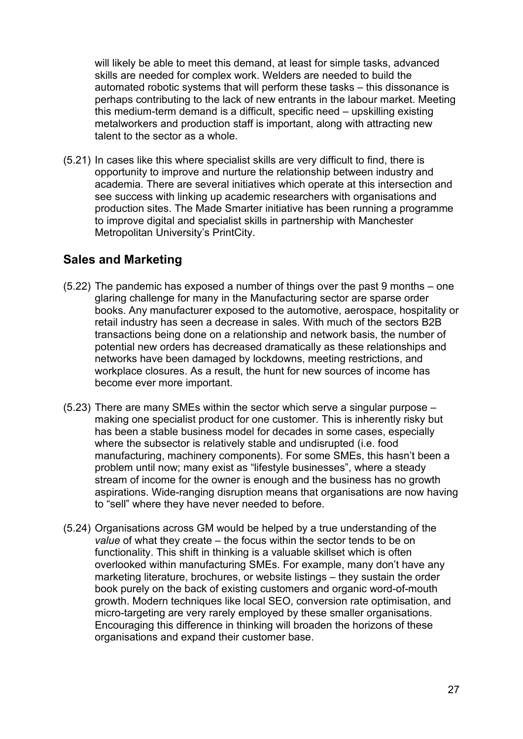will likely be able to meet this demand, at least for simple tasks, advanced skills are needed for complex work. Welders are needed to build the automated robotic systems that will perform these tasks – this dissonance is perhaps contributing to the lack of new entrants in the labour market. Meeting this medium-term demand is a difficult, specific need – upskilling existing metalworkers and production staff is important, along with attracting new talent to the sector as a whole.

(5.21) In cases like this where specialist skills are very difficult to find, there is opportunity to improve and nurture the relationship between industry and academia. There are several initiatives which operate at this intersection and see success with linking up academic researchers with organisations and production sites. The Made Smarter initiative has been running a programme to improve digital and specialist skills in partnership with Manchester Metropolitan University's PrintCity.

## Sales and Marketing

(5.22) The pandemic has exposed a number of things over the past 9 months – one glaring challenge for many in the Manufacturing sector are sparse order books. Any manufacturer exposed to the automotive, aerospace, hospitality or retail industry has seen a decrease in sales. With much of the sectors B2B transactions being done on a relationship and network basis, the number of potential new orders has decreased dramatically as these relationships and networks have been damaged by lockdowns, meeting restrictions, and workplace closures. As a result, the hunt for new sources of income has become ever more important.

(5.23) There are many SMEs within the sector which serve a singular purpose – making one specialist product for one customer. This is inherently risky but has been a stable business model for decades in some cases, especially where the subsector is relatively stable and undisrupted (i.e. food manufacturing, machinery components). For some SMEs, this hasn't been a problem until now; many exist as "lifestyle businesses", where a steady stream of income for the owner is enough and the business has no growth aspirations. Wide-ranging disruption means that organisations are now having to "sell" where they have never needed to before.

(5.24) Organisations across GM would be helped by a true understanding of the *value* of what they create – the focus within the sector tends to be on functionality. This shift in thinking is a valuable skillset which is often overlooked within manufacturing SMEs. For example, many don't have any marketing literature, brochures, or website listings – they sustain the order book purely on the back of existing customers and organic word-of-mouth growth. Modern techniques like local SEO, conversion rate optimisation, and micro-targeting are very rarely employed by these smaller organisations. Encouraging this difference in thinking will broaden the horizons of these organisations and expand their customer base.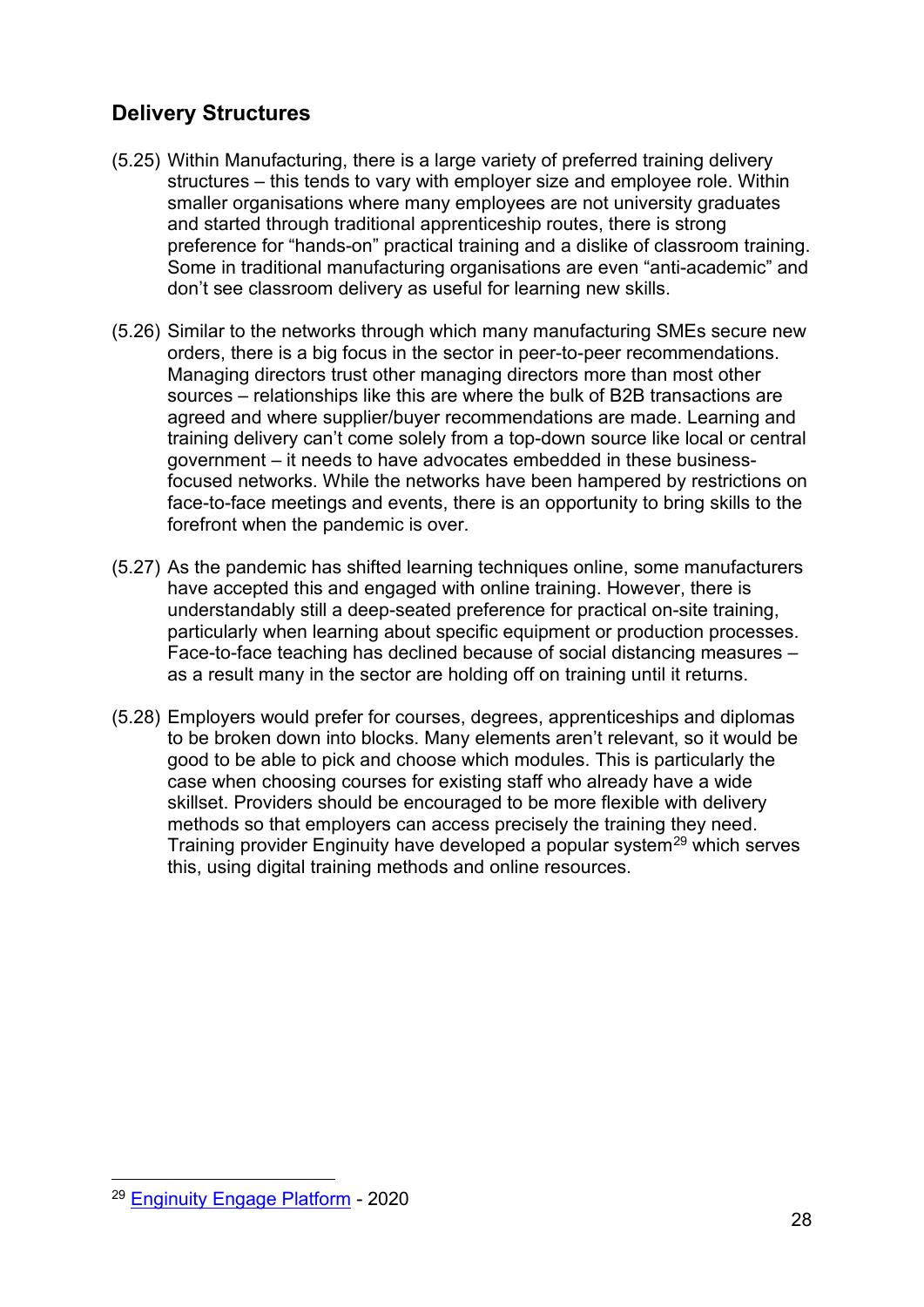## Delivery Structures

(5.25) Within Manufacturing, there is a large variety of preferred training delivery structures – this tends to vary with employer size and employee role. Within smaller organisations where many employees are not university graduates and started through traditional apprenticeship routes, there is strong preference for "hands-on" practical training and a dislike of classroom training. Some in traditional manufacturing organisations are even "anti-academic" and don't see classroom delivery as useful for learning new skills.

(5.26) Similar to the networks through which many manufacturing SMEs secure new orders, there is a big focus in the sector in peer-to-peer recommendations. Managing directors trust other managing directors more than most other sources – relationships like this are where the bulk of B2B transactions are agreed and where supplier/buyer recommendations are made. Learning and training delivery can't come solely from a top-down source like local or central government – it needs to have advocates embedded in these business-focused networks. While the networks have been hampered by restrictions on face-to-face meetings and events, there is an opportunity to bring skills to the forefront when the pandemic is over.

(5.27) As the pandemic has shifted learning techniques online, some manufacturers have accepted this and engaged with online training. However, there is understandably still a deep-seated preference for practical on-site training, particularly when learning about specific equipment or production processes. Face-to-face teaching has declined because of social distancing measures – as a result many in the sector are holding off on training until it returns.

(5.28) Employers would prefer for courses, degrees, apprenticeships and diplomas to be broken down into blocks. Many elements aren't relevant, so it would be good to be able to pick and choose which modules. This is particularly the case when choosing courses for existing staff who already have a wide skillset. Providers should be encouraged to be more flexible with delivery methods so that employers can access precisely the training they need. Training provider Enginuity have developed a popular system[29] which serves this, using digital training methods and online resources.

---

[29] Enginuity Engage Platform - 2020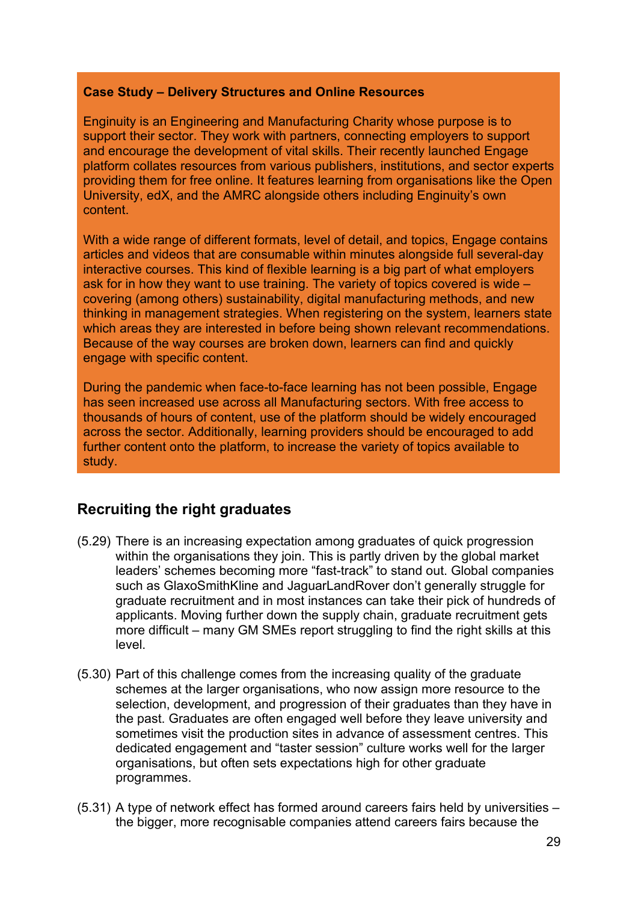**Case Study – Delivery Structures and Online Resources**

Enginuity is an Engineering and Manufacturing Charity whose purpose is to support their sector. They work with partners, connecting employers to support and encourage the development of vital skills. Their recently launched Engage platform collates resources from various publishers, institutions, and sector experts providing them for free online. It features learning from organisations like the Open University, edX, and the AMRC alongside others including Enginuity's own content.

With a wide range of different formats, level of detail, and topics, Engage contains articles and videos that are consumable within minutes alongside full several-day interactive courses. This kind of flexible learning is a big part of what employers ask for in how they want to use training. The variety of topics covered is wide – covering (among others) sustainability, digital manufacturing methods, and new thinking in management strategies. When registering on the system, learners state which areas they are interested in before being shown relevant recommendations. Because of the way courses are broken down, learners can find and quickly engage with specific content.

During the pandemic when face-to-face learning has not been possible, Engage has seen increased use across all Manufacturing sectors. With free access to thousands of hours of content, use of the platform should be widely encouraged across the sector. Additionally, learning providers should be encouraged to add further content onto the platform, to increase the variety of topics available to study.

## Recruiting the right graduates

(5.29) There is an increasing expectation among graduates of quick progression within the organisations they join. This is partly driven by the global market leaders' schemes becoming more "fast-track" to stand out. Global companies such as GlaxoSmithKline and JaguarLandRover don't generally struggle for graduate recruitment and in most instances can take their pick of hundreds of applicants. Moving further down the supply chain, graduate recruitment gets more difficult – many GM SMEs report struggling to find the right skills at this level.

(5.30) Part of this challenge comes from the increasing quality of the graduate schemes at the larger organisations, who now assign more resource to the selection, development, and progression of their graduates than they have in the past. Graduates are often engaged well before they leave university and sometimes visit the production sites in advance of assessment centres. This dedicated engagement and "taster session" culture works well for the larger organisations, but often sets expectations high for other graduate programmes.

(5.31) A type of network effect has formed around careers fairs held by universities – the bigger, more recognisable companies attend careers fairs because the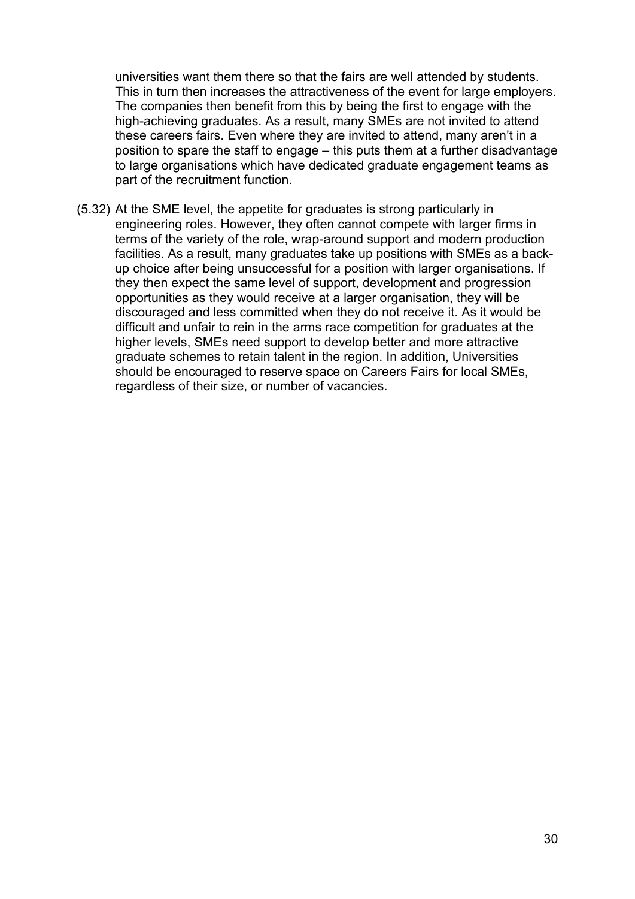universities want them there so that the fairs are well attended by students. This in turn then increases the attractiveness of the event for large employers. The companies then benefit from this by being the first to engage with the high-achieving graduates. As a result, many SMEs are not invited to attend these careers fairs. Even where they are invited to attend, many aren't in a position to spare the staff to engage – this puts them at a further disadvantage to large organisations which have dedicated graduate engagement teams as part of the recruitment function.

(5.32) At the SME level, the appetite for graduates is strong particularly in engineering roles. However, they often cannot compete with larger firms in terms of the variety of the role, wrap-around support and modern production facilities. As a result, many graduates take up positions with SMEs as a back-up choice after being unsuccessful for a position with larger organisations. If they then expect the same level of support, development and progression opportunities as they would receive at a larger organisation, they will be discouraged and less committed when they do not receive it. As it would be difficult and unfair to rein in the arms race competition for graduates at the higher levels, SMEs need support to develop better and more attractive graduate schemes to retain talent in the region. In addition, Universities should be encouraged to reserve space on Careers Fairs for local SMEs, regardless of their size, or number of vacancies.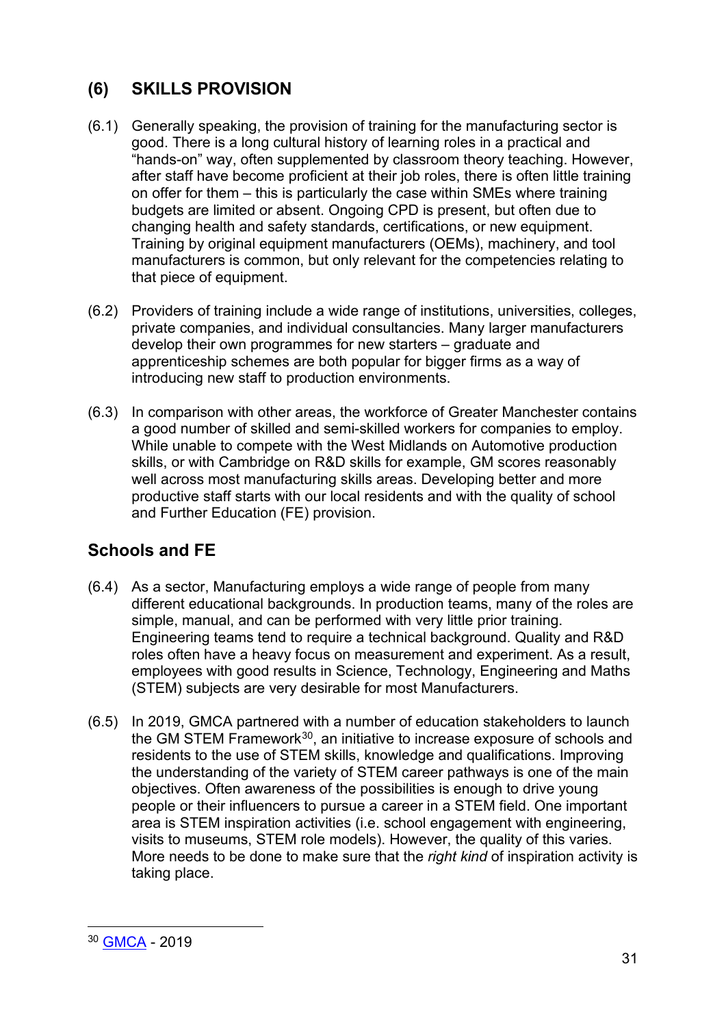## (6) SKILLS PROVISION

(6.1) Generally speaking, the provision of training for the manufacturing sector is good. There is a long cultural history of learning roles in a practical and "hands-on" way, often supplemented by classroom theory teaching. However, after staff have become proficient at their job roles, there is often little training on offer for them – this is particularly the case within SMEs where training budgets are limited or absent. Ongoing CPD is present, but often due to changing health and safety standards, certifications, or new equipment. Training by original equipment manufacturers (OEMs), machinery, and tool manufacturers is common, but only relevant for the competencies relating to that piece of equipment.

(6.2) Providers of training include a wide range of institutions, universities, colleges, private companies, and individual consultancies. Many larger manufacturers develop their own programmes for new starters – graduate and apprenticeship schemes are both popular for bigger firms as a way of introducing new staff to production environments.

(6.3) In comparison with other areas, the workforce of Greater Manchester contains a good number of skilled and semi-skilled workers for companies to employ. While unable to compete with the West Midlands on Automotive production skills, or with Cambridge on R&D skills for example, GM scores reasonably well across most manufacturing skills areas. Developing better and more productive staff starts with our local residents and with the quality of school and Further Education (FE) provision.

### Schools and FE

(6.4) As a sector, Manufacturing employs a wide range of people from many different educational backgrounds. In production teams, many of the roles are simple, manual, and can be performed with very little prior training. Engineering teams tend to require a technical background. Quality and R&D roles often have a heavy focus on measurement and experiment. As a result, employees with good results in Science, Technology, Engineering and Maths (STEM) subjects are very desirable for most Manufacturers.

(6.5) In 2019, GMCA partnered with a number of education stakeholders to launch the GM STEM Framework[30], an initiative to increase exposure of schools and residents to the use of STEM skills, knowledge and qualifications. Improving the understanding of the variety of STEM career pathways is one of the main objectives. Often awareness of the possibilities is enough to drive young people or their influencers to pursue a career in a STEM field. One important area is STEM inspiration activities (i.e. school engagement with engineering, visits to museums, STEM role models). However, the quality of this varies. More needs to be done to make sure that the *right kind* of inspiration activity is taking place.

---

[30] GMCA - 2019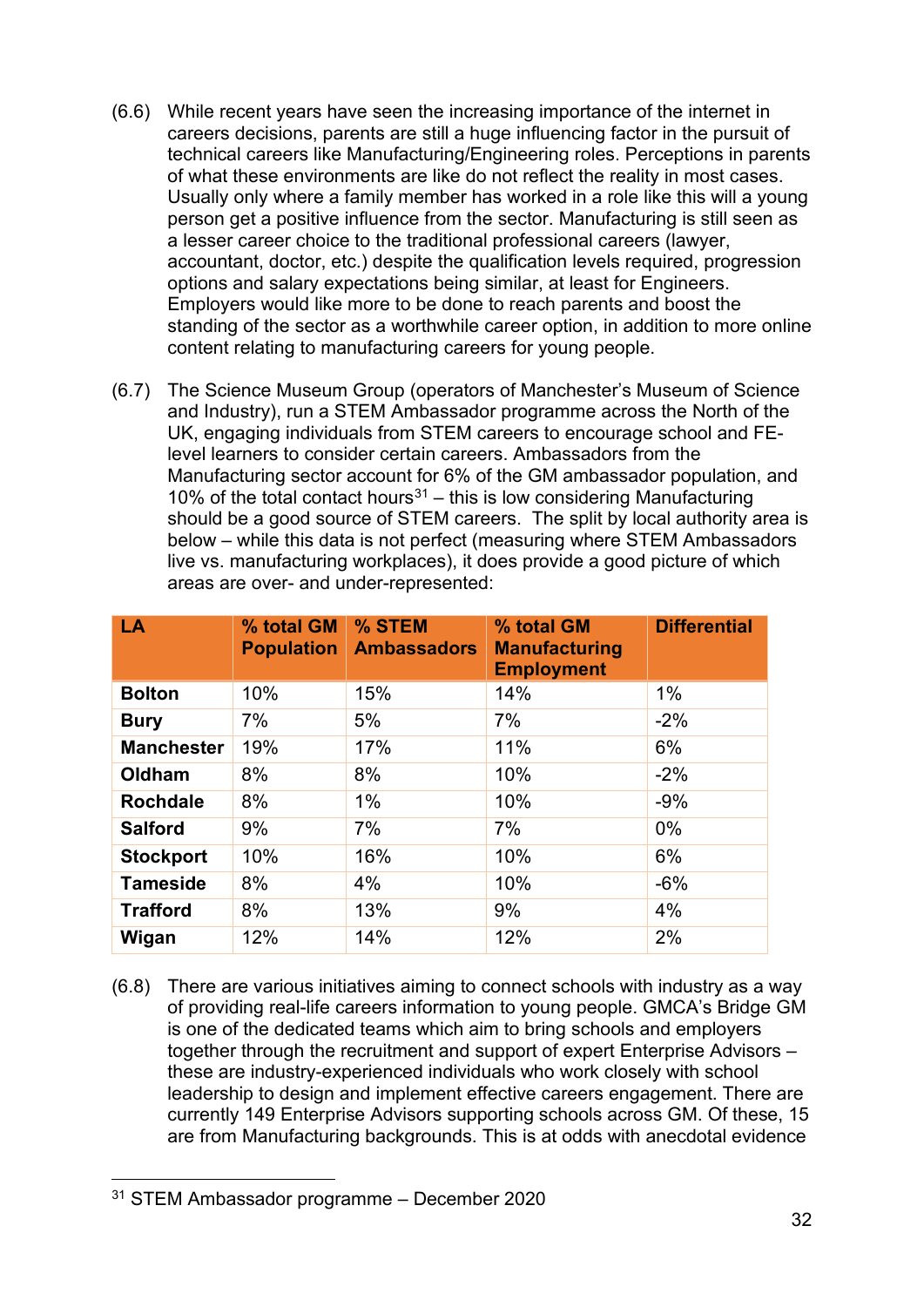(6.6) While recent years have seen the increasing importance of the internet in careers decisions, parents are still a huge influencing factor in the pursuit of technical careers like Manufacturing/Engineering roles. Perceptions in parents of what these environments are like do not reflect the reality in most cases. Usually only where a family member has worked in a role like this will a young person get a positive influence from the sector. Manufacturing is still seen as a lesser career choice to the traditional professional careers (lawyer, accountant, doctor, etc.) despite the qualification levels required, progression options and salary expectations being similar, at least for Engineers. Employers would like more to be done to reach parents and boost the standing of the sector as a worthwhile career option, in addition to more online content relating to manufacturing careers for young people.

(6.7) The Science Museum Group (operators of Manchester's Museum of Science and Industry), run a STEM Ambassador programme across the North of the UK, engaging individuals from STEM careers to encourage school and FE-level learners to consider certain careers. Ambassadors from the Manufacturing sector account for 6% of the GM ambassador population, and 10% of the total contact hours[31] – this is low considering Manufacturing should be a good source of STEM careers. The split by local authority area is below – while this data is not perfect (measuring where STEM Ambassadors live vs. manufacturing workplaces), it does provide a good picture of which areas are over- and under-represented:

| LA | % total GM Population | % STEM Ambassadors | % total GM Manufacturing Employment | Differential |
|---|---|---|---|---|
| **Bolton** | 10% | 15% | 14% | 1% |
| **Bury** | 7% | 5% | 7% | -2% |
| **Manchester** | 19% | 17% | 11% | 6% |
| **Oldham** | 8% | 8% | 10% | -2% |
| **Rochdale** | 8% | 1% | 10% | -9% |
| **Salford** | 9% | 7% | 7% | 0% |
| **Stockport** | 10% | 16% | 10% | 6% |
| **Tameside** | 8% | 4% | 10% | -6% |
| **Trafford** | 8% | 13% | 9% | 4% |
| **Wigan** | 12% | 14% | 12% | 2% |

(6.8) There are various initiatives aiming to connect schools with industry as a way of providing real-life careers information to young people. GMCA's Bridge GM is one of the dedicated teams which aim to bring schools and employers together through the recruitment and support of expert Enterprise Advisors – these are industry-experienced individuals who work closely with school leadership to design and implement effective careers engagement. There are currently 149 Enterprise Advisors supporting schools across GM. Of these, 15 are from Manufacturing backgrounds. This is at odds with anecdotal evidence

[31] STEM Ambassador programme – December 2020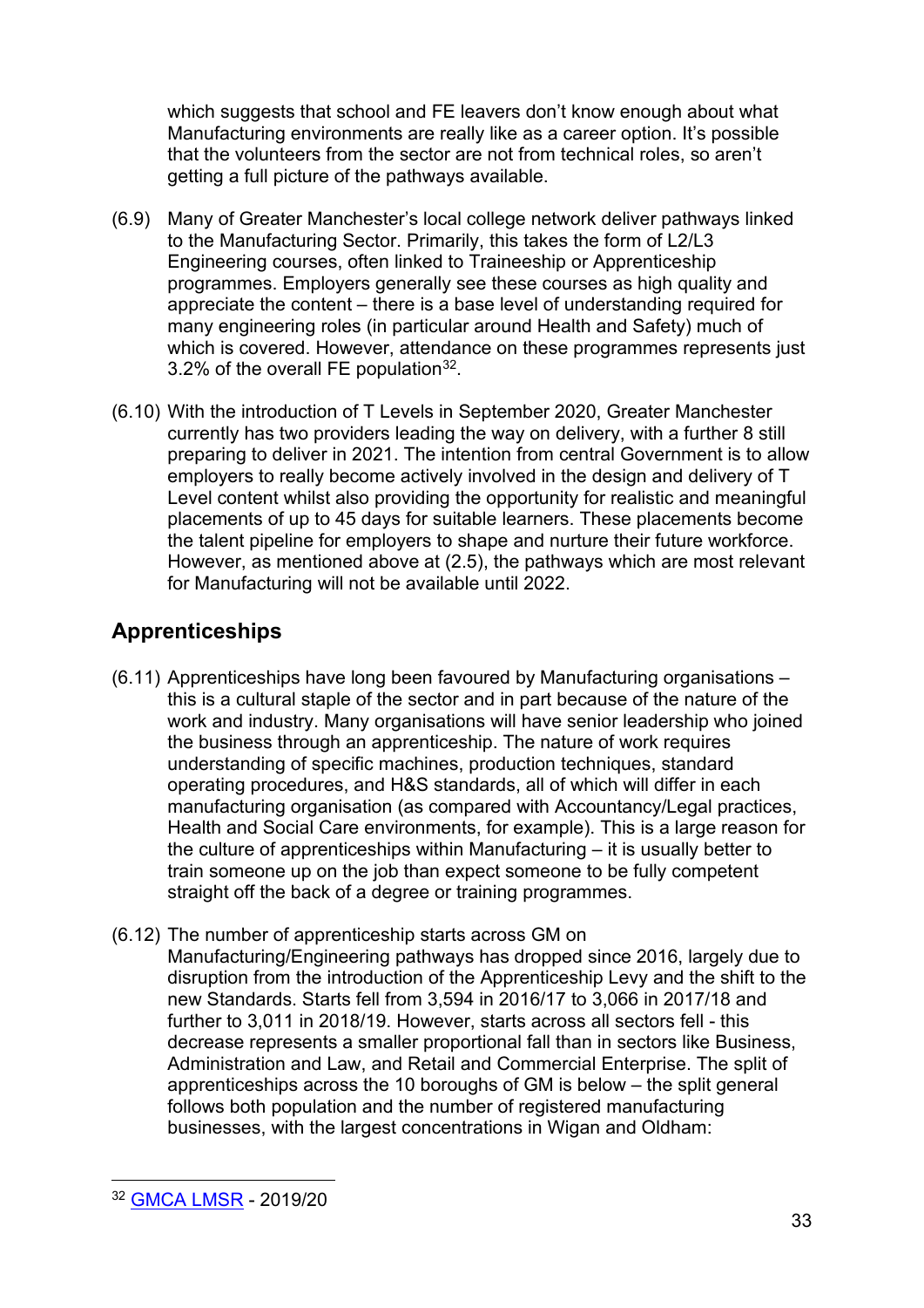which suggests that school and FE leavers don't know enough about what Manufacturing environments are really like as a career option. It's possible that the volunteers from the sector are not from technical roles, so aren't getting a full picture of the pathways available.

(6.9) Many of Greater Manchester's local college network deliver pathways linked to the Manufacturing Sector. Primarily, this takes the form of L2/L3 Engineering courses, often linked to Traineeship or Apprenticeship programmes. Employers generally see these courses as high quality and appreciate the content – there is a base level of understanding required for many engineering roles (in particular around Health and Safety) much of which is covered. However, attendance on these programmes represents just 3.2% of the overall FE population[32].

(6.10) With the introduction of T Levels in September 2020, Greater Manchester currently has two providers leading the way on delivery, with a further 8 still preparing to deliver in 2021. The intention from central Government is to allow employers to really become actively involved in the design and delivery of T Level content whilst also providing the opportunity for realistic and meaningful placements of up to 45 days for suitable learners. These placements become the talent pipeline for employers to shape and nurture their future workforce. However, as mentioned above at (2.5), the pathways which are most relevant for Manufacturing will not be available until 2022.

## Apprenticeships

(6.11) Apprenticeships have long been favoured by Manufacturing organisations – this is a cultural staple of the sector and in part because of the nature of the work and industry. Many organisations will have senior leadership who joined the business through an apprenticeship. The nature of work requires understanding of specific machines, production techniques, standard operating procedures, and H&S standards, all of which will differ in each manufacturing organisation (as compared with Accountancy/Legal practices, Health and Social Care environments, for example). This is a large reason for the culture of apprenticeships within Manufacturing – it is usually better to train someone up on the job than expect someone to be fully competent straight off the back of a degree or training programmes.

(6.12) The number of apprenticeship starts across GM on Manufacturing/Engineering pathways has dropped since 2016, largely due to disruption from the introduction of the Apprenticeship Levy and the shift to the new Standards. Starts fell from 3,594 in 2016/17 to 3,066 in 2017/18 and further to 3,011 in 2018/19. However, starts across all sectors fell - this decrease represents a smaller proportional fall than in sectors like Business, Administration and Law, and Retail and Commercial Enterprise. The split of apprenticeships across the 10 boroughs of GM is below – the split general follows both population and the number of registered manufacturing businesses, with the largest concentrations in Wigan and Oldham:

[32] GMCA LMSR - 2019/20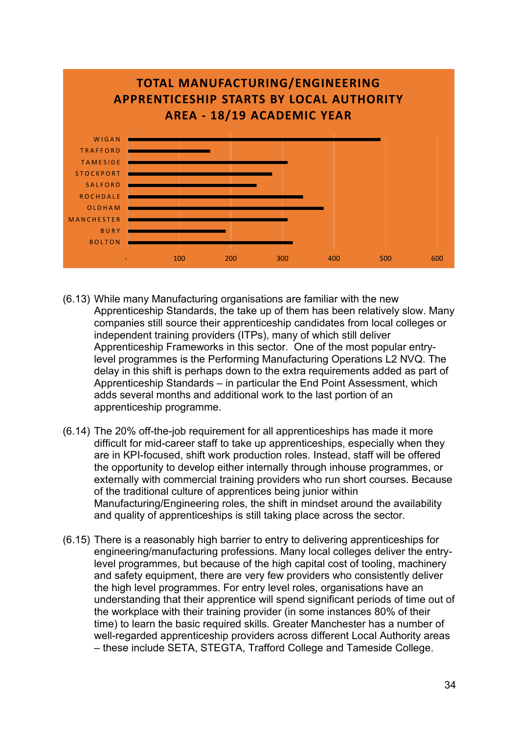**TOTAL MANUFACTURING/ENGINEERING APPRENTICESHIP STARTS BY LOCAL AUTHORITY AREA - 18/19 ACADEMIC YEAR**

(6.13) While many Manufacturing organisations are familiar with the new Apprenticeship Standards, the take up of them has been relatively slow. Many companies still source their apprenticeship candidates from local colleges or independent training providers (ITPs), many of which still deliver Apprenticeship Frameworks in this sector. One of the most popular entry-level programmes is the Performing Manufacturing Operations L2 NVQ. The delay in this shift is perhaps down to the extra requirements added as part of Apprenticeship Standards – in particular the End Point Assessment, which adds several months and additional work to the last portion of an apprenticeship programme.

(6.14) The 20% off-the-job requirement for all apprenticeships has made it more difficult for mid-career staff to take up apprenticeships, especially when they are in KPI-focused, shift work production roles. Instead, staff will be offered the opportunity to develop either internally through inhouse programmes, or externally with commercial training providers who run short courses. Because of the traditional culture of apprentices being junior within Manufacturing/Engineering roles, the shift in mindset around the availability and quality of apprenticeships is still taking place across the sector.

(6.15) There is a reasonably high barrier to entry to delivering apprenticeships for engineering/manufacturing professions. Many local colleges deliver the entry-level programmes, but because of the high capital cost of tooling, machinery and safety equipment, there are very few providers who consistently deliver the high level programmes. For entry level roles, organisations have an understanding that their apprentice will spend significant periods of time out of the workplace with their training provider (in some instances 80% of their time) to learn the basic required skills. Greater Manchester has a number of well-regarded apprenticeship providers across different Local Authority areas – these include SETA, STEGTA, Trafford College and Tameside College.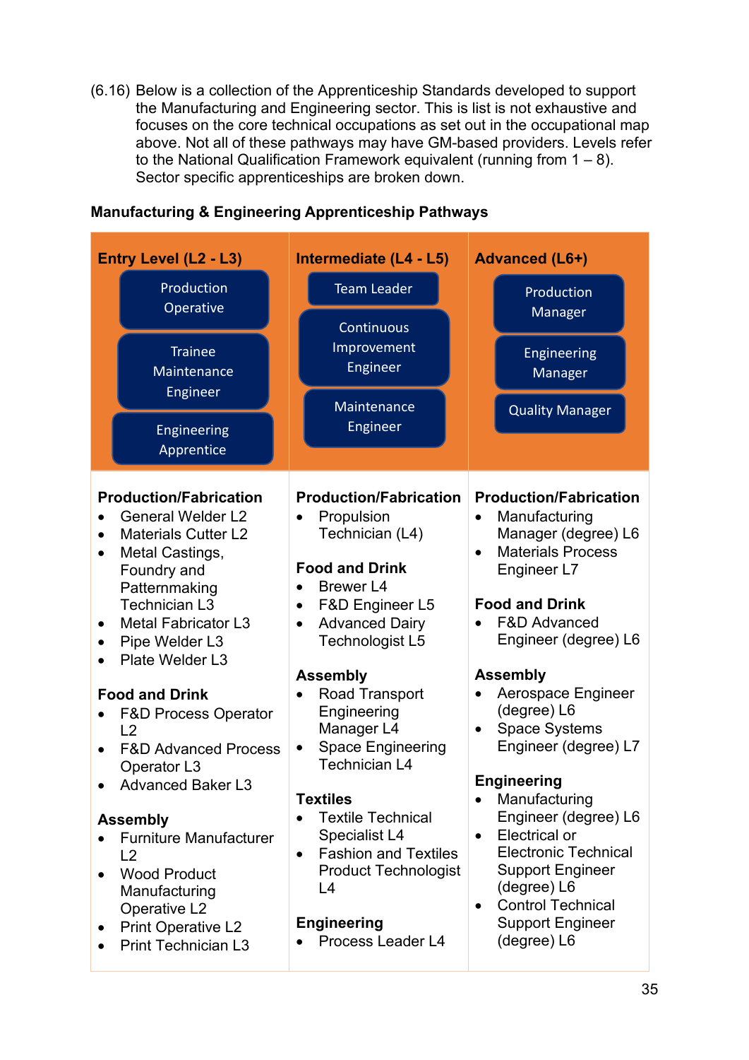(6.16) Below is a collection of the Apprenticeship Standards developed to support the Manufacturing and Engineering sector. This is list is not exhaustive and focuses on the core technical occupations as set out in the occupational map above. Not all of these pathways may have GM-based providers. Levels refer to the National Qualification Framework equivalent (running from 1 – 8). Sector specific apprenticeships are broken down.

**Manufacturing & Engineering Apprenticeship Pathways**

| Entry Level (L2 - L3) | Intermediate (L4 - L5) | Advanced (L6+) |
|---|---|---|
| Production Operative<br>Trainee Maintenance Engineer<br>Engineering Apprentice | Team Leader<br>Continuous Improvement Engineer<br>Maintenance Engineer | Production Manager<br>Engineering Manager<br>Quality Manager |
| **Production/Fabrication**<br>• General Welder L2<br>• Materials Cutter L2<br>• Metal Castings, Foundry and Patternmaking Technician L3<br>• Metal Fabricator L3<br>• Pipe Welder L3<br>• Plate Welder L3<br><br>**Food and Drink**<br>• F&D Process Operator L2<br>• F&D Advanced Process Operator L3<br>• Advanced Baker L3<br><br>**Assembly**<br>• Furniture Manufacturer L2<br>• Wood Product Manufacturing Operative L2<br>• Print Operative L2<br>• Print Technician L3 | **Production/Fabrication**<br>• Propulsion Technician (L4)<br><br>**Food and Drink**<br>• Brewer L4<br>• F&D Engineer L5<br>• Advanced Dairy Technologist L5<br><br>**Assembly**<br>• Road Transport Engineering Manager L4<br>• Space Engineering Technician L4<br><br>**Textiles**<br>• Textile Technical Specialist L4<br>• Fashion and Textiles Product Technologist L4<br><br>**Engineering**<br>• Process Leader L4 | **Production/Fabrication**<br>• Manufacturing Manager (degree) L6<br>• Materials Process Engineer L7<br><br>**Food and Drink**<br>• F&D Advanced Engineer (degree) L6<br><br>**Assembly**<br>• Aerospace Engineer (degree) L6<br>• Space Systems Engineer (degree) L7<br><br>**Engineering**<br>• Manufacturing Engineer (degree) L6<br>• Electrical or Electronic Technical Support Engineer (degree) L6<br>• Control Technical Support Engineer (degree) L6 |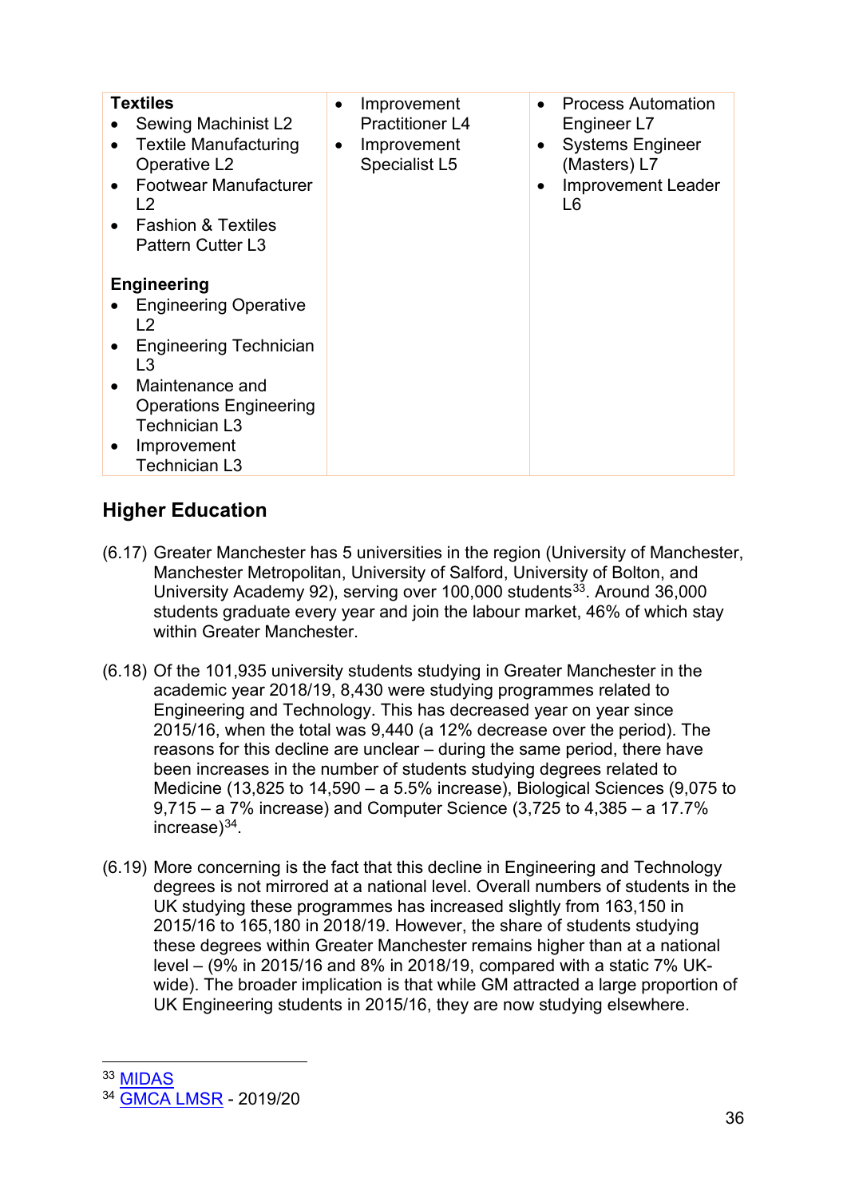| **Textiles**<br>• Sewing Machinist L2<br>• Textile Manufacturing Operative L2<br>• Footwear Manufacturer L2<br>• Fashion & Textiles Pattern Cutter L3<br><br>**Engineering**<br>• Engineering Operative L2<br>• Engineering Technician L3<br>• Maintenance and Operations Engineering Technician L3<br>• Improvement Technician L3 | • Improvement Practitioner L4<br>• Improvement Specialist L5 | • Process Automation Engineer L7<br>• Systems Engineer (Masters) L7<br>• Improvement Leader L6 |
|---|---|---|

## Higher Education

(6.17) Greater Manchester has 5 universities in the region (University of Manchester, Manchester Metropolitan, University of Salford, University of Bolton, and University Academy 92), serving over 100,000 students[33]. Around 36,000 students graduate every year and join the labour market, 46% of which stay within Greater Manchester.

(6.18) Of the 101,935 university students studying in Greater Manchester in the academic year 2018/19, 8,430 were studying programmes related to Engineering and Technology. This has decreased year on year since 2015/16, when the total was 9,440 (a 12% decrease over the period). The reasons for this decline are unclear – during the same period, there have been increases in the number of students studying degrees related to Medicine (13,825 to 14,590 – a 5.5% increase), Biological Sciences (9,075 to 9,715 – a 7% increase) and Computer Science (3,725 to 4,385 – a 17.7% increase)[34].

(6.19) More concerning is the fact that this decline in Engineering and Technology degrees is not mirrored at a national level. Overall numbers of students in the UK studying these programmes has increased slightly from 163,150 in 2015/16 to 165,180 in 2018/19. However, the share of students studying these degrees within Greater Manchester remains higher than at a national level – (9% in 2015/16 and 8% in 2018/19, compared with a static 7% UK-wide). The broader implication is that while GM attracted a large proportion of UK Engineering students in 2015/16, they are now studying elsewhere.

---

[33] MIDAS

[34] GMCA LMSR - 2019/20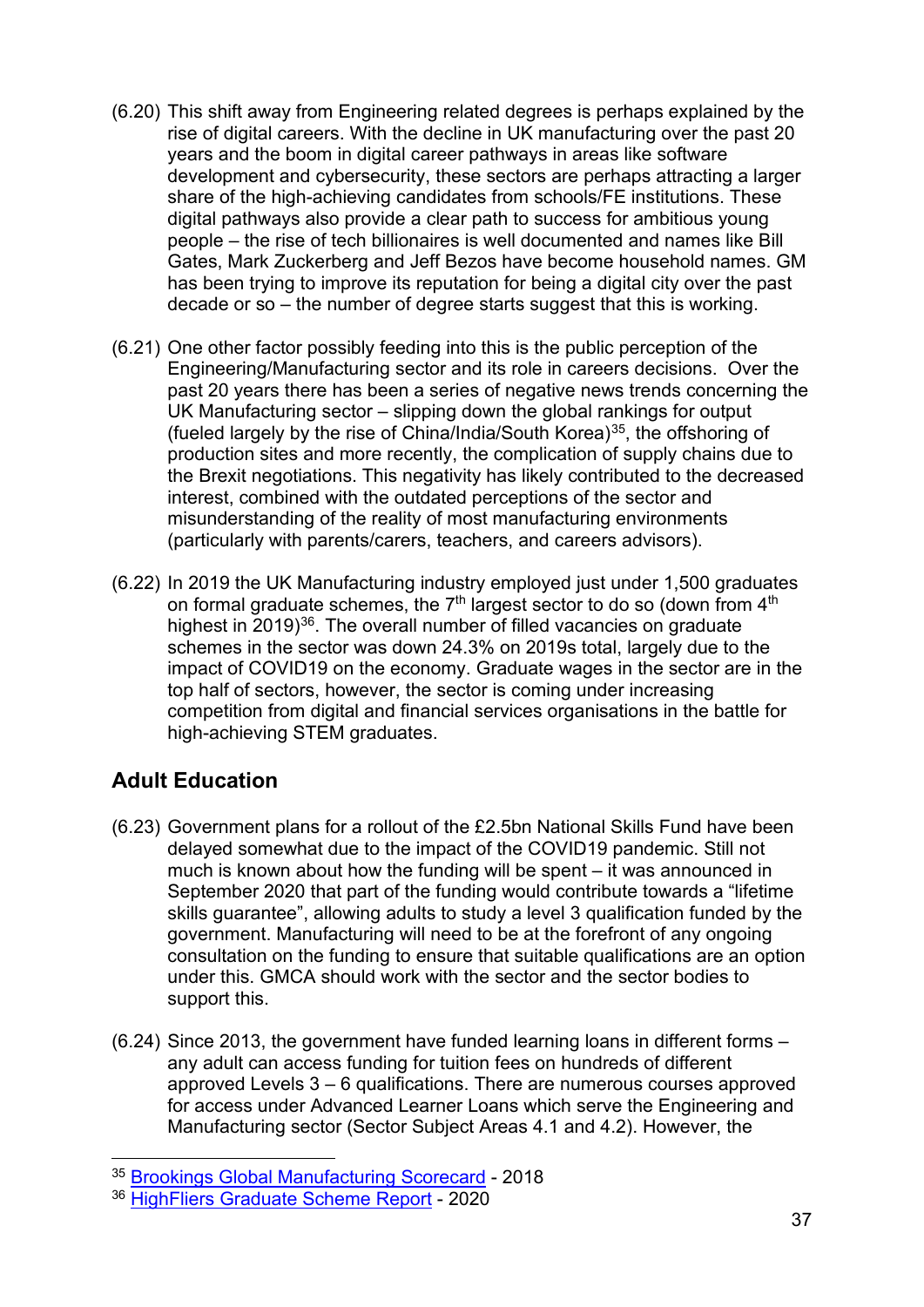(6.20) This shift away from Engineering related degrees is perhaps explained by the rise of digital careers. With the decline in UK manufacturing over the past 20 years and the boom in digital career pathways in areas like software development and cybersecurity, these sectors are perhaps attracting a larger share of the high-achieving candidates from schools/FE institutions. These digital pathways also provide a clear path to success for ambitious young people – the rise of tech billionaires is well documented and names like Bill Gates, Mark Zuckerberg and Jeff Bezos have become household names. GM has been trying to improve its reputation for being a digital city over the past decade or so – the number of degree starts suggest that this is working.

(6.21) One other factor possibly feeding into this is the public perception of the Engineering/Manufacturing sector and its role in careers decisions. Over the past 20 years there has been a series of negative news trends concerning the UK Manufacturing sector – slipping down the global rankings for output (fueled largely by the rise of China/India/South Korea)[35], the offshoring of production sites and more recently, the complication of supply chains due to the Brexit negotiations. This negativity has likely contributed to the decreased interest, combined with the outdated perceptions of the sector and misunderstanding of the reality of most manufacturing environments (particularly with parents/carers, teachers, and careers advisors).

(6.22) In 2019 the UK Manufacturing industry employed just under 1,500 graduates on formal graduate schemes, the 7th largest sector to do so (down from 4th highest in 2019)[36]. The overall number of filled vacancies on graduate schemes in the sector was down 24.3% on 2019s total, largely due to the impact of COVID19 on the economy. Graduate wages in the sector are in the top half of sectors, however, the sector is coming under increasing competition from digital and financial services organisations in the battle for high-achieving STEM graduates.

## Adult Education

(6.23) Government plans for a rollout of the £2.5bn National Skills Fund have been delayed somewhat due to the impact of the COVID19 pandemic. Still not much is known about how the funding will be spent – it was announced in September 2020 that part of the funding would contribute towards a "lifetime skills guarantee", allowing adults to study a level 3 qualification funded by the government. Manufacturing will need to be at the forefront of any ongoing consultation on the funding to ensure that suitable qualifications are an option under this. GMCA should work with the sector and the sector bodies to support this.

(6.24) Since 2013, the government have funded learning loans in different forms – any adult can access funding for tuition fees on hundreds of different approved Levels 3 – 6 qualifications. There are numerous courses approved for access under Advanced Learner Loans which serve the Engineering and Manufacturing sector (Sector Subject Areas 4.1 and 4.2). However, the

---

[35] Brookings Global Manufacturing Scorecard - 2018

[36] HighFliers Graduate Scheme Report - 2020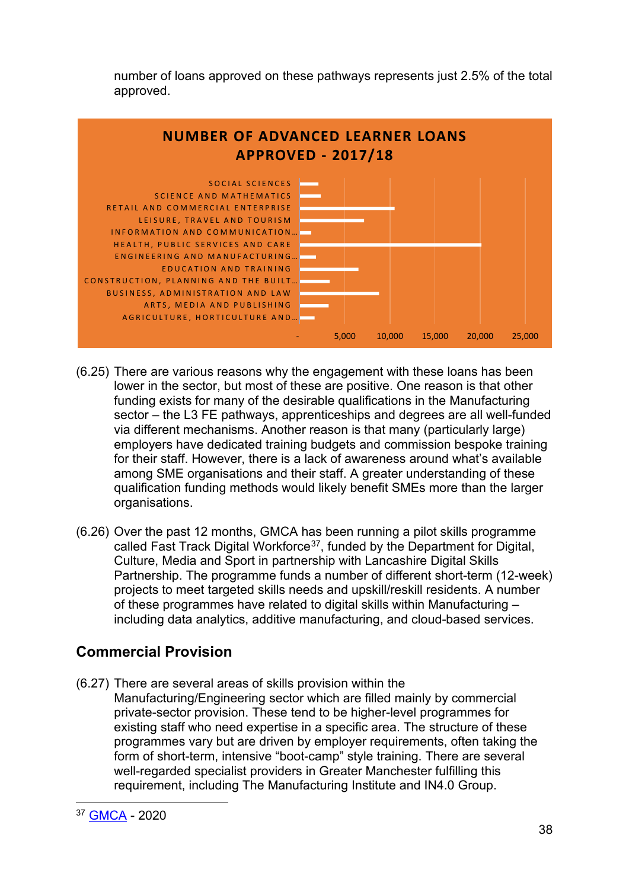number of loans approved on these pathways represents just 2.5% of the total approved.

**NUMBER OF ADVANCED LEARNER LOANS APPROVED - 2017/18**

| Sector |
|---|
| SOCIAL SCIENCES |
| SCIENCE AND MATHEMATICS |
| RETAIL AND COMMERCIAL ENTERPRISE |
| LEISURE, TRAVEL AND TOURISM |
| INFORMATION AND COMMUNICATION… |
| HEALTH, PUBLIC SERVICES AND CARE |
| ENGINEERING AND MANUFACTURING… |
| EDUCATION AND TRAINING |
| CONSTRUCTION, PLANNING AND THE BUILT… |
| BUSINESS, ADMINISTRATION AND LAW |
| ARTS, MEDIA AND PUBLISHING |
| AGRICULTURE, HORTICULTURE AND… |

Axis: - 5,000 10,000 15,000 20,000 25,000

(6.25) There are various reasons why the engagement with these loans has been lower in the sector, but most of these are positive. One reason is that other funding exists for many of the desirable qualifications in the Manufacturing sector – the L3 FE pathways, apprenticeships and degrees are all well-funded via different mechanisms. Another reason is that many (particularly large) employers have dedicated training budgets and commission bespoke training for their staff. However, there is a lack of awareness around what's available among SME organisations and their staff. A greater understanding of these qualification funding methods would likely benefit SMEs more than the larger organisations.

(6.26) Over the past 12 months, GMCA has been running a pilot skills programme called Fast Track Digital Workforce[37], funded by the Department for Digital, Culture, Media and Sport in partnership with Lancashire Digital Skills Partnership. The programme funds a number of different short-term (12-week) projects to meet targeted skills needs and upskill/reskill residents. A number of these programmes have related to digital skills within Manufacturing – including data analytics, additive manufacturing, and cloud-based services.

## Commercial Provision

(6.27) There are several areas of skills provision within the Manufacturing/Engineering sector which are filled mainly by commercial private-sector provision. These tend to be higher-level programmes for existing staff who need expertise in a specific area. The structure of these programmes vary but are driven by employer requirements, often taking the form of short-term, intensive "boot-camp" style training. There are several well-regarded specialist providers in Greater Manchester fulfilling this requirement, including The Manufacturing Institute and IN4.0 Group.

[37] GMCA - 2020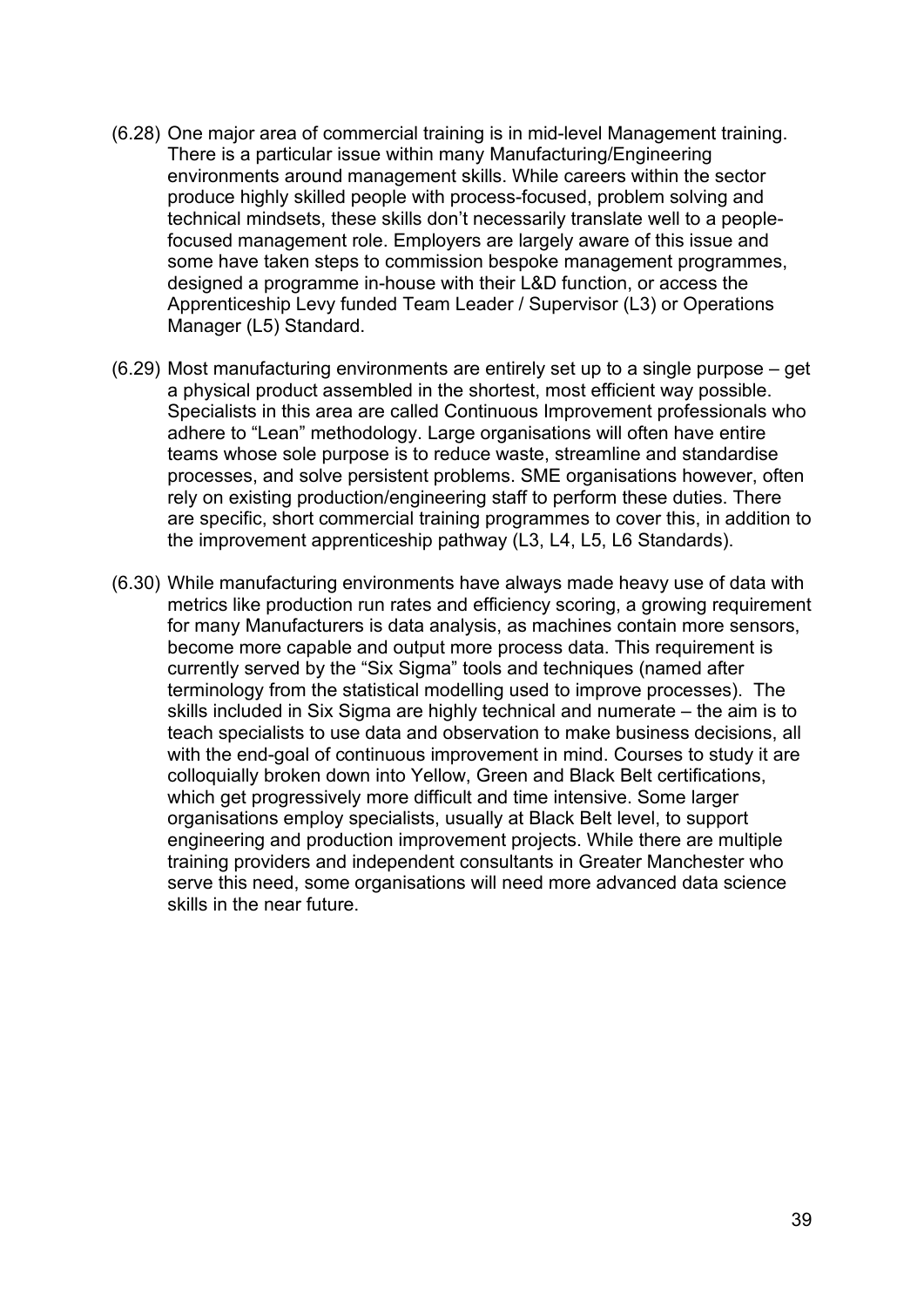(6.28) One major area of commercial training is in mid-level Management training. There is a particular issue within many Manufacturing/Engineering environments around management skills. While careers within the sector produce highly skilled people with process-focused, problem solving and technical mindsets, these skills don't necessarily translate well to a people-focused management role. Employers are largely aware of this issue and some have taken steps to commission bespoke management programmes, designed a programme in-house with their L&D function, or access the Apprenticeship Levy funded Team Leader / Supervisor (L3) or Operations Manager (L5) Standard.

(6.29) Most manufacturing environments are entirely set up to a single purpose – get a physical product assembled in the shortest, most efficient way possible. Specialists in this area are called Continuous Improvement professionals who adhere to "Lean" methodology. Large organisations will often have entire teams whose sole purpose is to reduce waste, streamline and standardise processes, and solve persistent problems. SME organisations however, often rely on existing production/engineering staff to perform these duties. There are specific, short commercial training programmes to cover this, in addition to the improvement apprenticeship pathway (L3, L4, L5, L6 Standards).

(6.30) While manufacturing environments have always made heavy use of data with metrics like production run rates and efficiency scoring, a growing requirement for many Manufacturers is data analysis, as machines contain more sensors, become more capable and output more process data. This requirement is currently served by the "Six Sigma" tools and techniques (named after terminology from the statistical modelling used to improve processes). The skills included in Six Sigma are highly technical and numerate – the aim is to teach specialists to use data and observation to make business decisions, all with the end-goal of continuous improvement in mind. Courses to study it are colloquially broken down into Yellow, Green and Black Belt certifications, which get progressively more difficult and time intensive. Some larger organisations employ specialists, usually at Black Belt level, to support engineering and production improvement projects. While there are multiple training providers and independent consultants in Greater Manchester who serve this need, some organisations will need more advanced data science skills in the near future.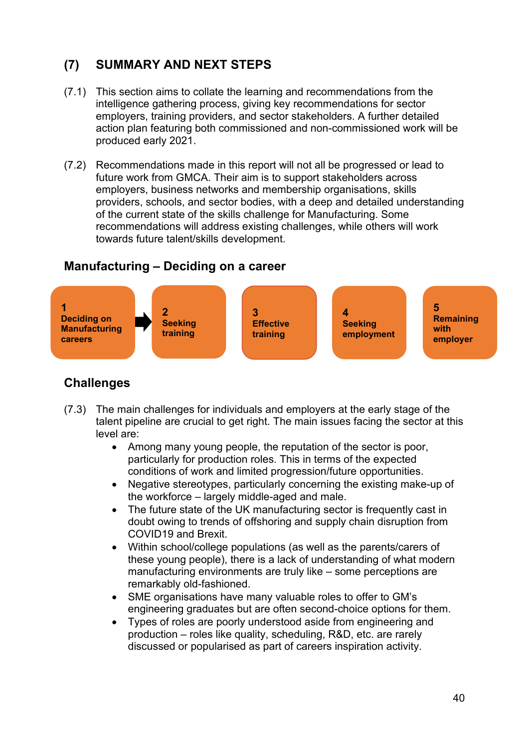## (7) SUMMARY AND NEXT STEPS

(7.1) This section aims to collate the learning and recommendations from the intelligence gathering process, giving key recommendations for sector employers, training providers, and sector stakeholders. A further detailed action plan featuring both commissioned and non-commissioned work will be produced early 2021.

(7.2) Recommendations made in this report will not all be progressed or lead to future work from GMCA. Their aim is to support stakeholders across employers, business networks and membership organisations, skills providers, schools, and sector bodies, with a deep and detailed understanding of the current state of the skills challenge for Manufacturing. Some recommendations will address existing challenges, while others will work towards future talent/skills development.

### Manufacturing – Deciding on a career

**1** Deciding on Manufacturing careers → **2** Seeking training | **3** Effective training | **4** Seeking employment | **5** Remaining with employer

### Challenges

(7.3) The main challenges for individuals and employers at the early stage of the talent pipeline are crucial to get right. The main issues facing the sector at this level are:

- Among many young people, the reputation of the sector is poor, particularly for production roles. This in terms of the expected conditions of work and limited progression/future opportunities.
- Negative stereotypes, particularly concerning the existing make-up of the workforce – largely middle-aged and male.
- The future state of the UK manufacturing sector is frequently cast in doubt owing to trends of offshoring and supply chain disruption from COVID19 and Brexit.
- Within school/college populations (as well as the parents/carers of these young people), there is a lack of understanding of what modern manufacturing environments are truly like – some perceptions are remarkably old-fashioned.
- SME organisations have many valuable roles to offer to GM's engineering graduates but are often second-choice options for them.
- Types of roles are poorly understood aside from engineering and production – roles like quality, scheduling, R&D, etc. are rarely discussed or popularised as part of careers inspiration activity.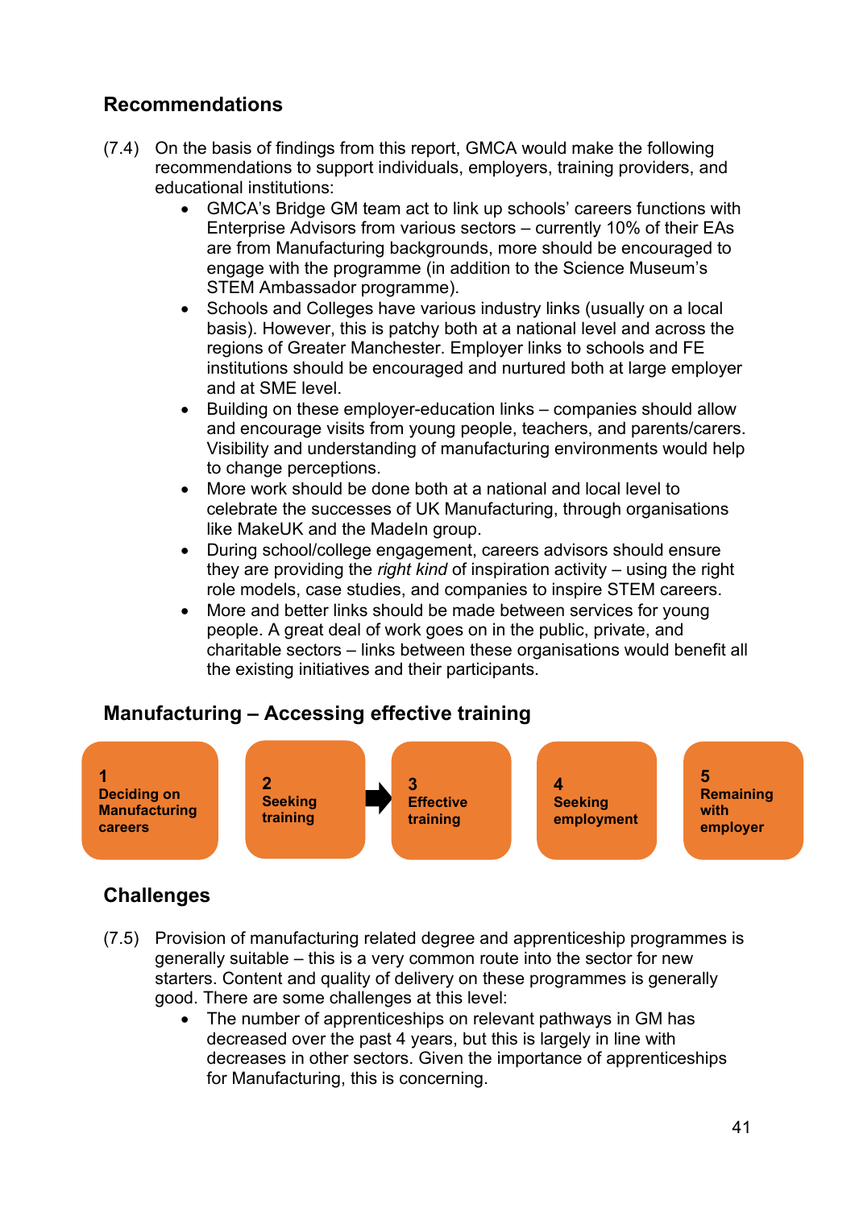## Recommendations

(7.4) On the basis of findings from this report, GMCA would make the following recommendations to support individuals, employers, training providers, and educational institutions:

- GMCA's Bridge GM team act to link up schools' careers functions with Enterprise Advisors from various sectors – currently 10% of their EAs are from Manufacturing backgrounds, more should be encouraged to engage with the programme (in addition to the Science Museum's STEM Ambassador programme).
- Schools and Colleges have various industry links (usually on a local basis). However, this is patchy both at a national level and across the regions of Greater Manchester. Employer links to schools and FE institutions should be encouraged and nurtured both at large employer and at SME level.
- Building on these employer-education links – companies should allow and encourage visits from young people, teachers, and parents/carers. Visibility and understanding of manufacturing environments would help to change perceptions.
- More work should be done both at a national and local level to celebrate the successes of UK Manufacturing, through organisations like MakeUK and the MadeIn group.
- During school/college engagement, careers advisors should ensure they are providing the *right kind* of inspiration activity – using the right role models, case studies, and companies to inspire STEM careers.
- More and better links should be made between services for young people. A great deal of work goes on in the public, private, and charitable sectors – links between these organisations would benefit all the existing initiatives and their participants.

## Manufacturing – Accessing effective training

**1** Deciding on Manufacturing careers | **2** Seeking training → **3** Effective training | **4** Seeking employment | **5** Remaining with employer

## Challenges

(7.5) Provision of manufacturing related degree and apprenticeship programmes is generally suitable – this is a very common route into the sector for new starters. Content and quality of delivery on these programmes is generally good. There are some challenges at this level:

- The number of apprenticeships on relevant pathways in GM has decreased over the past 4 years, but this is largely in line with decreases in other sectors. Given the importance of apprenticeships for Manufacturing, this is concerning.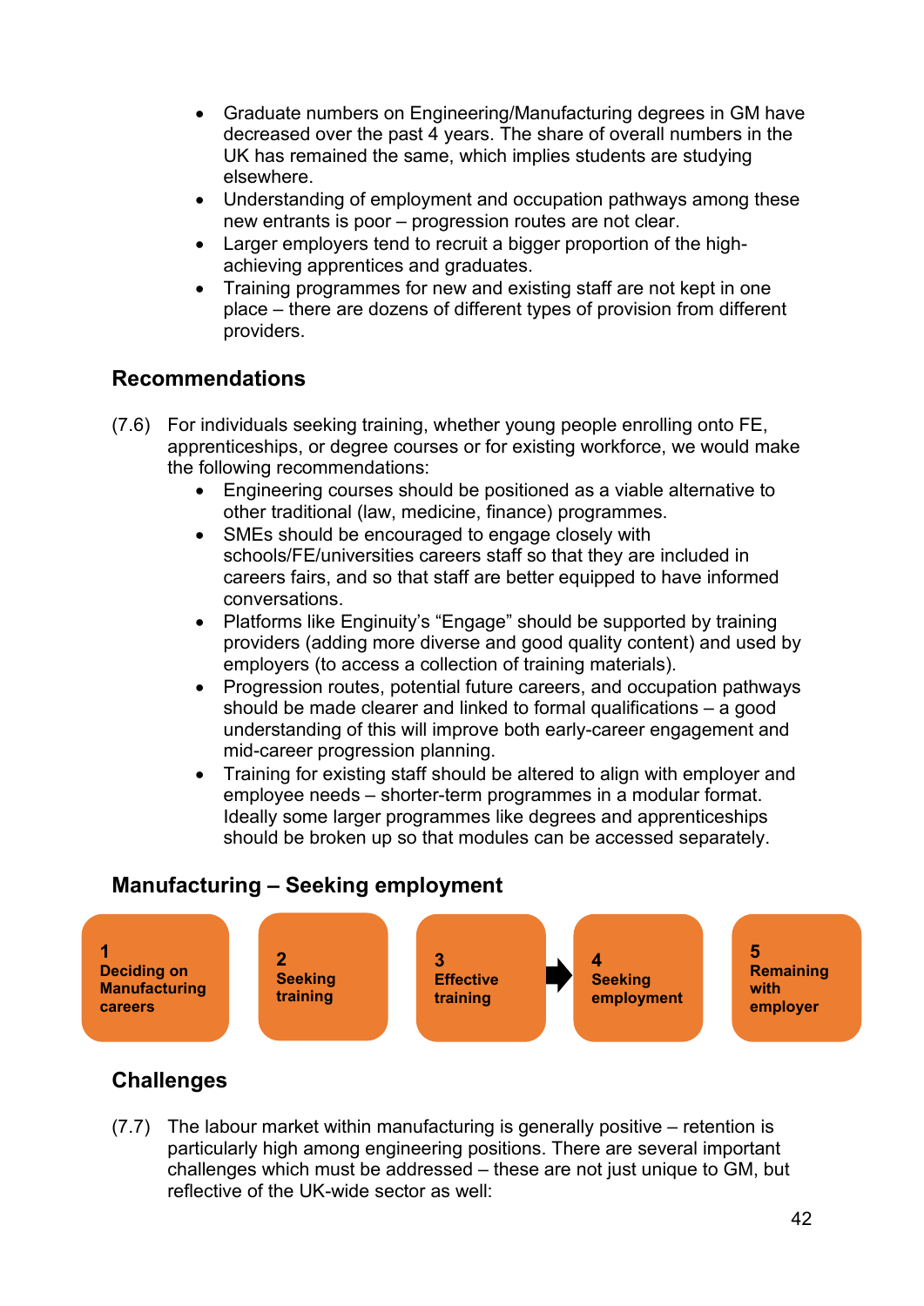- Graduate numbers on Engineering/Manufacturing degrees in GM have decreased over the past 4 years. The share of overall numbers in the UK has remained the same, which implies students are studying elsewhere.
- Understanding of employment and occupation pathways among these new entrants is poor – progression routes are not clear.
- Larger employers tend to recruit a bigger proportion of the high-achieving apprentices and graduates.
- Training programmes for new and existing staff are not kept in one place – there are dozens of different types of provision from different providers.

## Recommendations

(7.6) For individuals seeking training, whether young people enrolling onto FE, apprenticeships, or degree courses or for existing workforce, we would make the following recommendations:

- Engineering courses should be positioned as a viable alternative to other traditional (law, medicine, finance) programmes.
- SMEs should be encouraged to engage closely with schools/FE/universities careers staff so that they are included in careers fairs, and so that staff are better equipped to have informed conversations.
- Platforms like Enginuity's "Engage" should be supported by training providers (adding more diverse and good quality content) and used by employers (to access a collection of training materials).
- Progression routes, potential future careers, and occupation pathways should be made clearer and linked to formal qualifications – a good understanding of this will improve both early-career engagement and mid-career progression planning.
- Training for existing staff should be altered to align with employer and employee needs – shorter-term programmes in a modular format. Ideally some larger programmes like degrees and apprenticeships should be broken up so that modules can be accessed separately.

## Manufacturing – Seeking employment

**1** Deciding on Manufacturing careers | **2** Seeking training | **3** Effective training → **4** Seeking employment | **5** Remaining with employer

## Challenges

(7.7) The labour market within manufacturing is generally positive – retention is particularly high among engineering positions. There are several important challenges which must be addressed – these are not just unique to GM, but reflective of the UK-wide sector as well: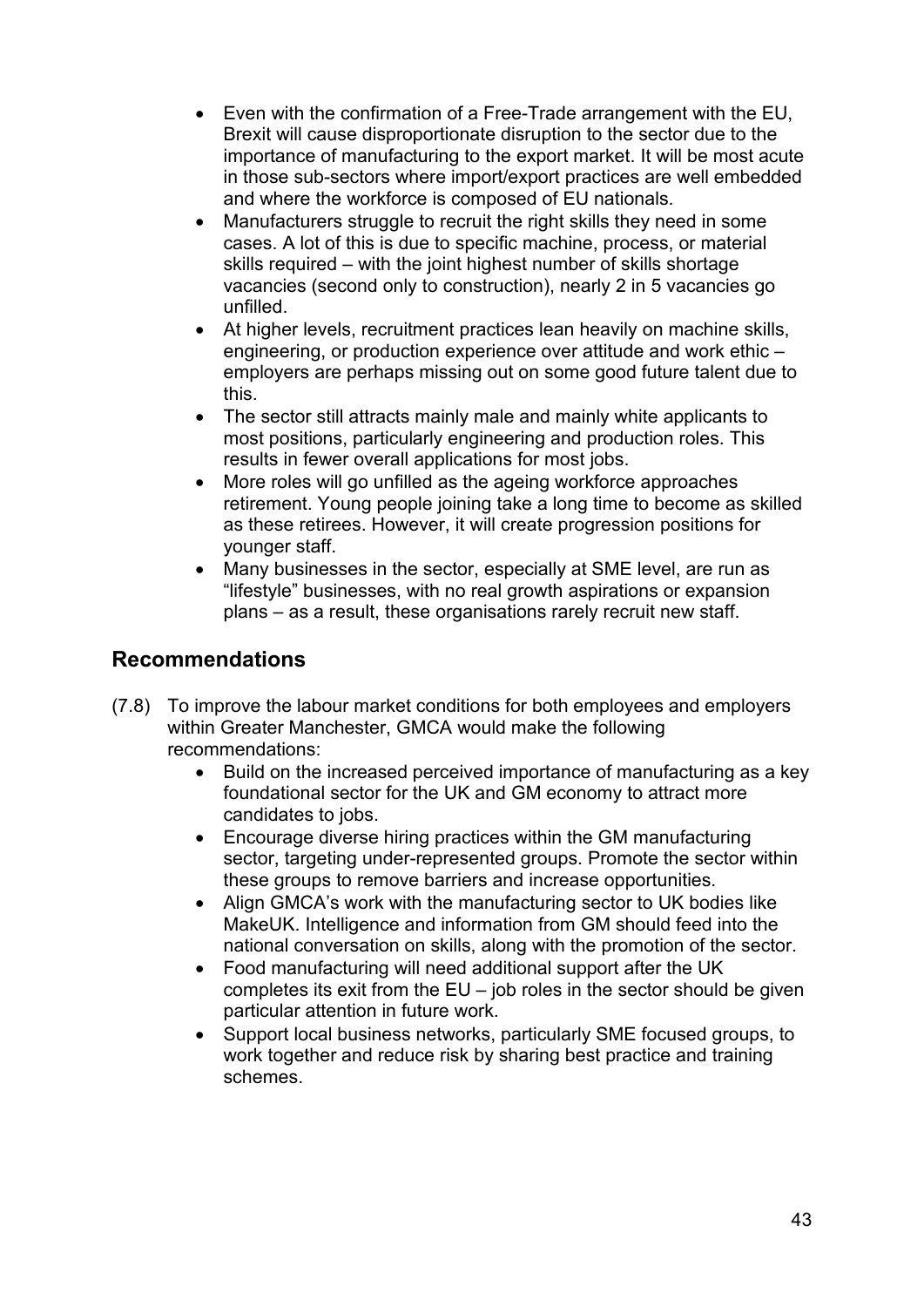- Even with the confirmation of a Free-Trade arrangement with the EU, Brexit will cause disproportionate disruption to the sector due to the importance of manufacturing to the export market. It will be most acute in those sub-sectors where import/export practices are well embedded and where the workforce is composed of EU nationals.
- Manufacturers struggle to recruit the right skills they need in some cases. A lot of this is due to specific machine, process, or material skills required – with the joint highest number of skills shortage vacancies (second only to construction), nearly 2 in 5 vacancies go unfilled.
- At higher levels, recruitment practices lean heavily on machine skills, engineering, or production experience over attitude and work ethic – employers are perhaps missing out on some good future talent due to this.
- The sector still attracts mainly male and mainly white applicants to most positions, particularly engineering and production roles. This results in fewer overall applications for most jobs.
- More roles will go unfilled as the ageing workforce approaches retirement. Young people joining take a long time to become as skilled as these retirees. However, it will create progression positions for younger staff.
- Many businesses in the sector, especially at SME level, are run as "lifestyle" businesses, with no real growth aspirations or expansion plans – as a result, these organisations rarely recruit new staff.

## Recommendations

(7.8) To improve the labour market conditions for both employees and employers within Greater Manchester, GMCA would make the following recommendations:

- Build on the increased perceived importance of manufacturing as a key foundational sector for the UK and GM economy to attract more candidates to jobs.
- Encourage diverse hiring practices within the GM manufacturing sector, targeting under-represented groups. Promote the sector within these groups to remove barriers and increase opportunities.
- Align GMCA's work with the manufacturing sector to UK bodies like MakeUK. Intelligence and information from GM should feed into the national conversation on skills, along with the promotion of the sector.
- Food manufacturing will need additional support after the UK completes its exit from the EU – job roles in the sector should be given particular attention in future work.
- Support local business networks, particularly SME focused groups, to work together and reduce risk by sharing best practice and training schemes.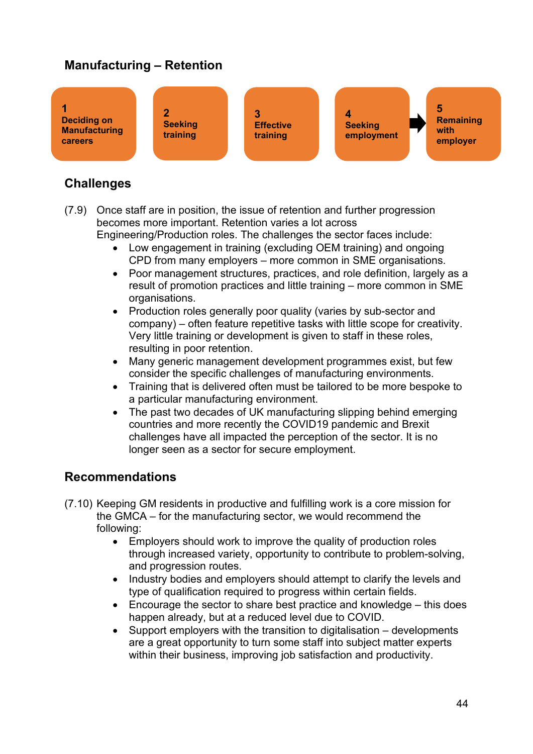## Manufacturing – Retention

1 Deciding on Manufacturing careers | 2 Seeking training | 3 Effective training | 4 Seeking employment ➜ | 5 Remaining with employer

### Challenges

(7.9) Once staff are in position, the issue of retention and further progression becomes more important. Retention varies a lot across Engineering/Production roles. The challenges the sector faces include:

- Low engagement in training (excluding OEM training) and ongoing CPD from many employers – more common in SME organisations.
- Poor management structures, practices, and role definition, largely as a result of promotion practices and little training – more common in SME organisations.
- Production roles generally poor quality (varies by sub-sector and company) – often feature repetitive tasks with little scope for creativity. Very little training or development is given to staff in these roles, resulting in poor retention.
- Many generic management development programmes exist, but few consider the specific challenges of manufacturing environments.
- Training that is delivered often must be tailored to be more bespoke to a particular manufacturing environment.
- The past two decades of UK manufacturing slipping behind emerging countries and more recently the COVID19 pandemic and Brexit challenges have all impacted the perception of the sector. It is no longer seen as a sector for secure employment.

### Recommendations

(7.10) Keeping GM residents in productive and fulfilling work is a core mission for the GMCA – for the manufacturing sector, we would recommend the following:

- Employers should work to improve the quality of production roles through increased variety, opportunity to contribute to problem-solving, and progression routes.
- Industry bodies and employers should attempt to clarify the levels and type of qualification required to progress within certain fields.
- Encourage the sector to share best practice and knowledge – this does happen already, but at a reduced level due to COVID.
- Support employers with the transition to digitalisation – developments are a great opportunity to turn some staff into subject matter experts within their business, improving job satisfaction and productivity.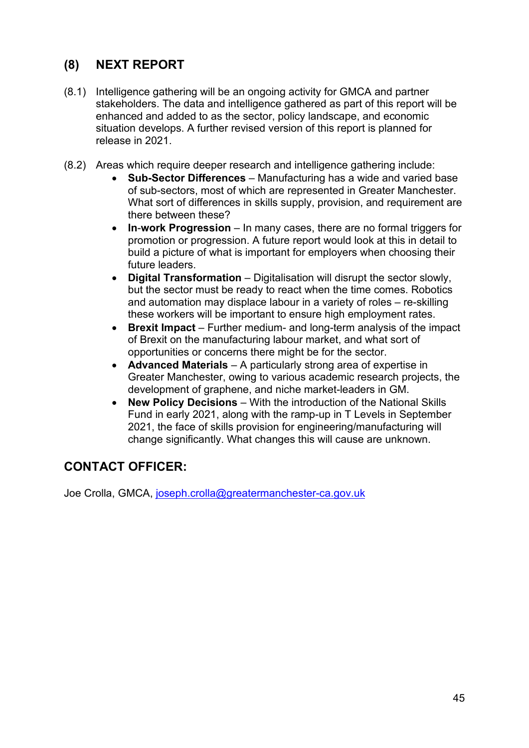## (8) NEXT REPORT

(8.1) Intelligence gathering will be an ongoing activity for GMCA and partner stakeholders. The data and intelligence gathered as part of this report will be enhanced and added to as the sector, policy landscape, and economic situation develops. A further revised version of this report is planned for release in 2021.

(8.2) Areas which require deeper research and intelligence gathering include:

- **Sub-Sector Differences** – Manufacturing has a wide and varied base of sub-sectors, most of which are represented in Greater Manchester. What sort of differences in skills supply, provision, and requirement are there between these?
- **In-work Progression** – In many cases, there are no formal triggers for promotion or progression. A future report would look at this in detail to build a picture of what is important for employers when choosing their future leaders.
- **Digital Transformation** – Digitalisation will disrupt the sector slowly, but the sector must be ready to react when the time comes. Robotics and automation may displace labour in a variety of roles – re-skilling these workers will be important to ensure high employment rates.
- **Brexit Impact** – Further medium- and long-term analysis of the impact of Brexit on the manufacturing labour market, and what sort of opportunities or concerns there might be for the sector.
- **Advanced Materials** – A particularly strong area of expertise in Greater Manchester, owing to various academic research projects, the development of graphene, and niche market-leaders in GM.
- **New Policy Decisions** – With the introduction of the National Skills Fund in early 2021, along with the ramp-up in T Levels in September 2021, the face of skills provision for engineering/manufacturing will change significantly. What changes this will cause are unknown.

## CONTACT OFFICER:

Joe Crolla, GMCA, joseph.crolla@greatermanchester-ca.gov.uk